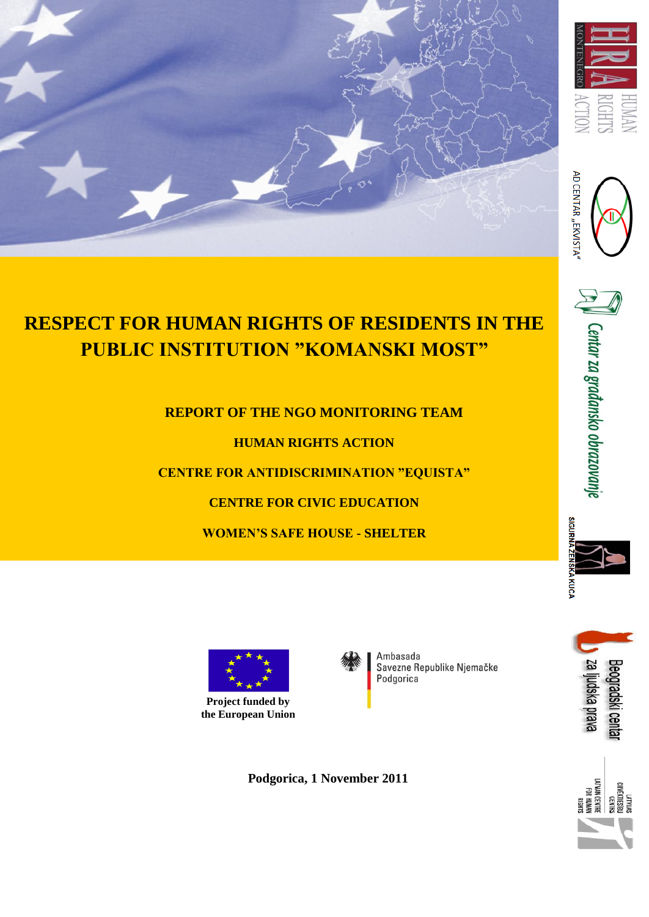# RESPECT FOR HUMAN RIGHTS OF RESIDENTS IN THE PUBLIC INSTITUTION ”KOMANSKI MOST”

**REPORT OF THE NGO MONITORING TEAM**

**HUMAN RIGHTS ACTION**

**CENTRE FOR ANTIDISCRIMINATION ”EQUISTA”**

**CENTRE FOR CIVIC EDUCATION**

**WOMEN’S SAFE HOUSE - SHELTER**

**Project funded by the European Union**

Ambasada
Savezne Republike Njemačke
Podgorica

**Podgorica, 1 November 2011**

HUMAN RIGHTS ACTION MONTENEGRO

AD CENTAR „EKVISTA“

Centar za građansko obrazovanje

SIGURNA ŽENSKA KUĆA

Beogradski centar za ljudska prava

LATVIJAS CILVĒKTIESĪBU CENTRS
LATVIAN CENTRE FOR HUMAN RIGHTS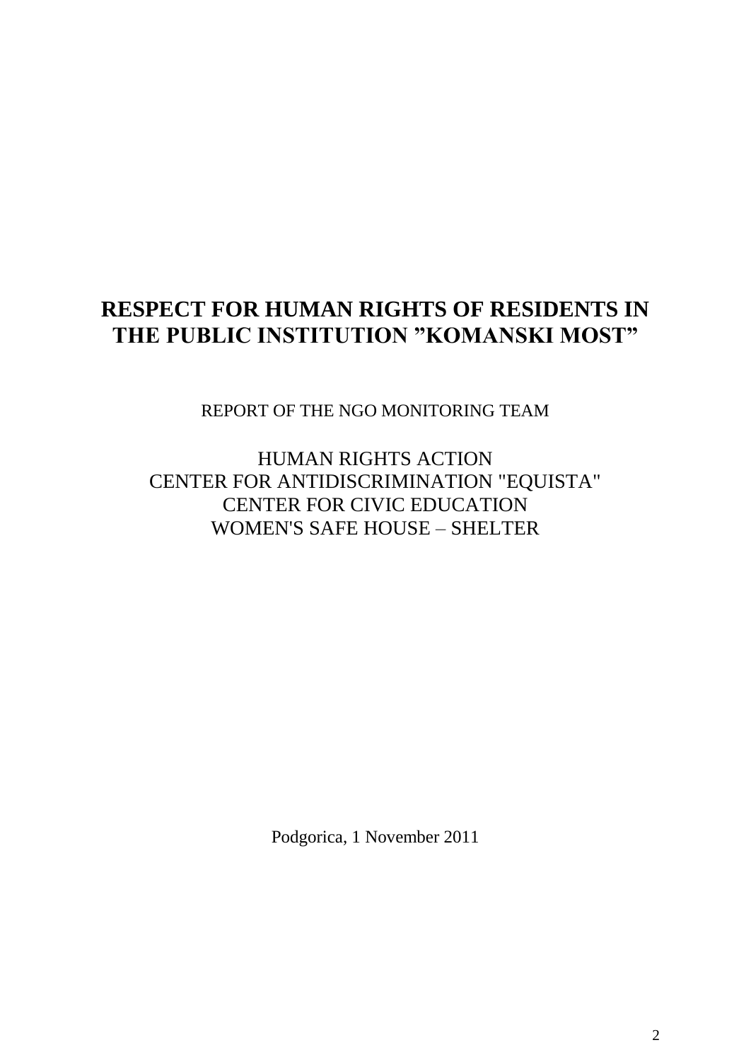# RESPECT FOR HUMAN RIGHTS OF RESIDENTS IN THE PUBLIC INSTITUTION ”KOMANSKI MOST”

REPORT OF THE NGO MONITORING TEAM

HUMAN RIGHTS ACTION
CENTER FOR ANTIDISCRIMINATION "EQUISTA"
CENTER FOR CIVIC EDUCATION
WOMEN'S SAFE HOUSE – SHELTER

Podgorica, 1 November 2011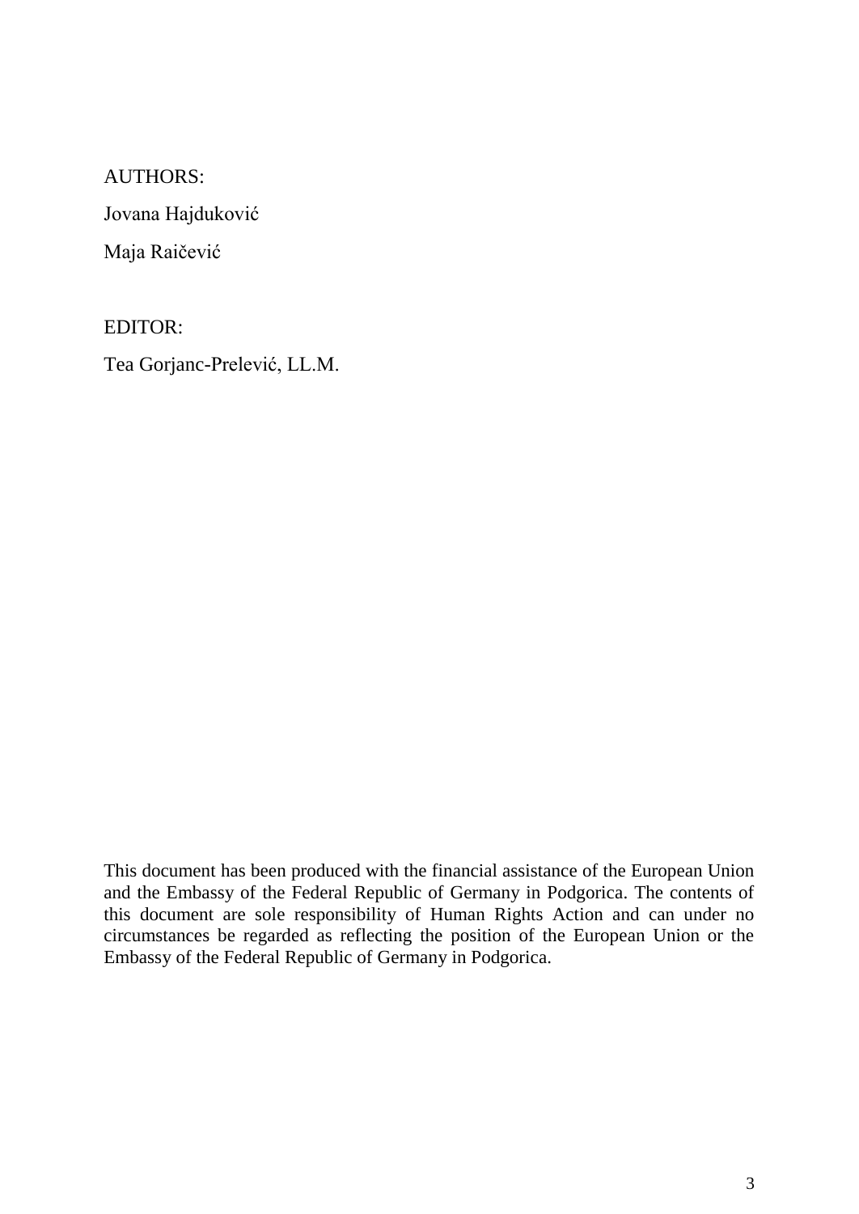AUTHORS:

Jovana Hajduković

Maja Raičević

EDITOR:

Tea Gorjanc-Prelević, LL.M.

This document has been produced with the financial assistance of the European Union and the Embassy of the Federal Republic of Germany in Podgorica. The contents of this document are sole responsibility of Human Rights Action and can under no circumstances be regarded as reflecting the position of the European Union or the Embassy of the Federal Republic of Germany in Podgorica.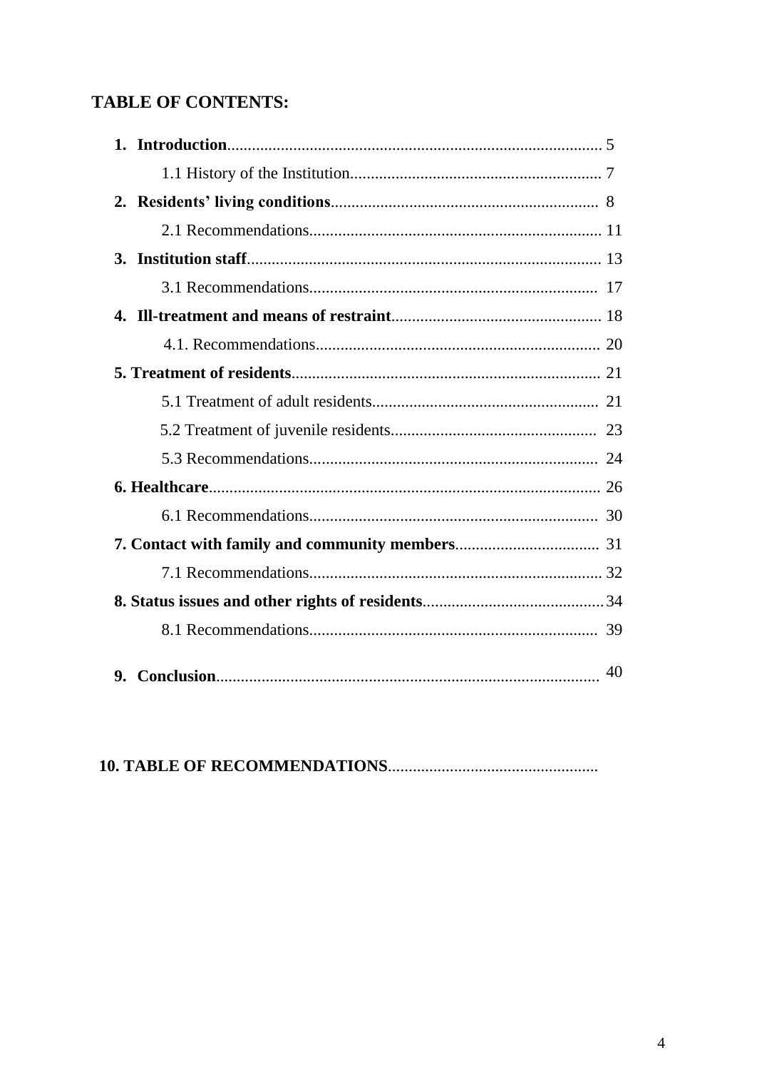## TABLE OF CONTENTS:

1. **Introduction**.......................................................................................... 5
    - 1.1 History of the Institution............................................................ 7
2. **Residents' living conditions**................................................................. 8
    - 2.1 Recommendations...................................................................... 11
3. **Institution staff**...................................................................................... 13
    - 3.1 Recommendations...................................................................... 17
4. **Ill-treatment and means of restraint**.................................................. 18
    - 4.1. Recommendations.................................................................... 20
5. **Treatment of residents**.......................................................................... 21
    - 5.1 Treatment of adult residents...................................................... 21
    - 5.2 Treatment of juvenile residents................................................. 23
    - 5.3 Recommendations...................................................................... 24
6. **Healthcare**............................................................................................... 26
    - 6.1 Recommendations...................................................................... 30
7. **Contact with family and community members**.................................. 31
    - 7.1 Recommendations...................................................................... 32
8. **Status issues and other rights of residents**........................................... 34
    - 8.1 Recommendations...................................................................... 39
9. **Conclusion**............................................................................................. 40

**10. TABLE OF RECOMMENDATIONS**..................................................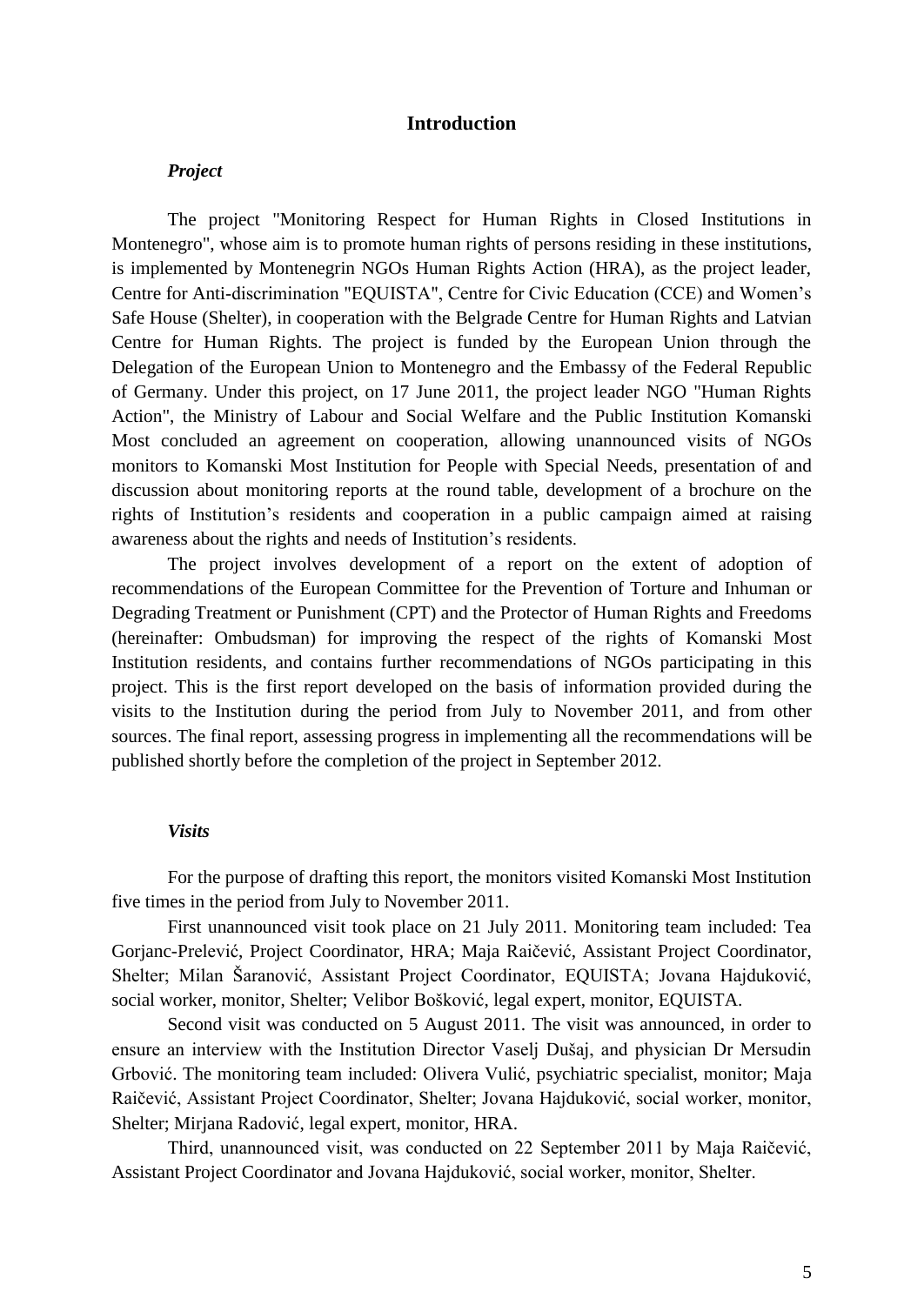# Introduction

### *Project*

The project "Monitoring Respect for Human Rights in Closed Institutions in Montenegro", whose aim is to promote human rights of persons residing in these institutions, is implemented by Montenegrin NGOs Human Rights Action (HRA), as the project leader, Centre for Anti-discrimination "EQUISTA", Centre for Civic Education (CCE) and Women's Safe House (Shelter), in cooperation with the Belgrade Centre for Human Rights and Latvian Centre for Human Rights. The project is funded by the European Union through the Delegation of the European Union to Montenegro and the Embassy of the Federal Republic of Germany. Under this project, on 17 June 2011, the project leader NGO "Human Rights Action", the Ministry of Labour and Social Welfare and the Public Institution Komanski Most concluded an agreement on cooperation, allowing unannounced visits of NGOs monitors to Komanski Most Institution for People with Special Needs, presentation of and discussion about monitoring reports at the round table, development of a brochure on the rights of Institution's residents and cooperation in a public campaign aimed at raising awareness about the rights and needs of Institution's residents.

The project involves development of a report on the extent of adoption of recommendations of the European Committee for the Prevention of Torture and Inhuman or Degrading Treatment or Punishment (CPT) and the Protector of Human Rights and Freedoms (hereinafter: Ombudsman) for improving the respect of the rights of Komanski Most Institution residents, and contains further recommendations of NGOs participating in this project. This is the first report developed on the basis of information provided during the visits to the Institution during the period from July to November 2011, and from other sources. The final report, assessing progress in implementing all the recommendations will be published shortly before the completion of the project in September 2012.

### *Visits*

For the purpose of drafting this report, the monitors visited Komanski Most Institution five times in the period from July to November 2011.

First unannounced visit took place on 21 July 2011. Monitoring team included: Tea Gorjanc-Prelević, Project Coordinator, HRA; Maja Raičević, Assistant Project Coordinator, Shelter; Milan Šaranović, Assistant Project Coordinator, EQUISTA; Jovana Hajduković, social worker, monitor, Shelter; Velibor Bošković, legal expert, monitor, EQUISTA.

Second visit was conducted on 5 August 2011. The visit was announced, in order to ensure an interview with the Institution Director Vaselj Dušaj, and physician Dr Mersudin Grbović. The monitoring team included: Olivera Vulić, psychiatric specialist, monitor; Maja Raičević, Assistant Project Coordinator, Shelter; Jovana Hajduković, social worker, monitor, Shelter; Mirjana Radović, legal expert, monitor, HRA.

Third, unannounced visit, was conducted on 22 September 2011 by Maja Raičević, Assistant Project Coordinator and Jovana Hajduković, social worker, monitor, Shelter.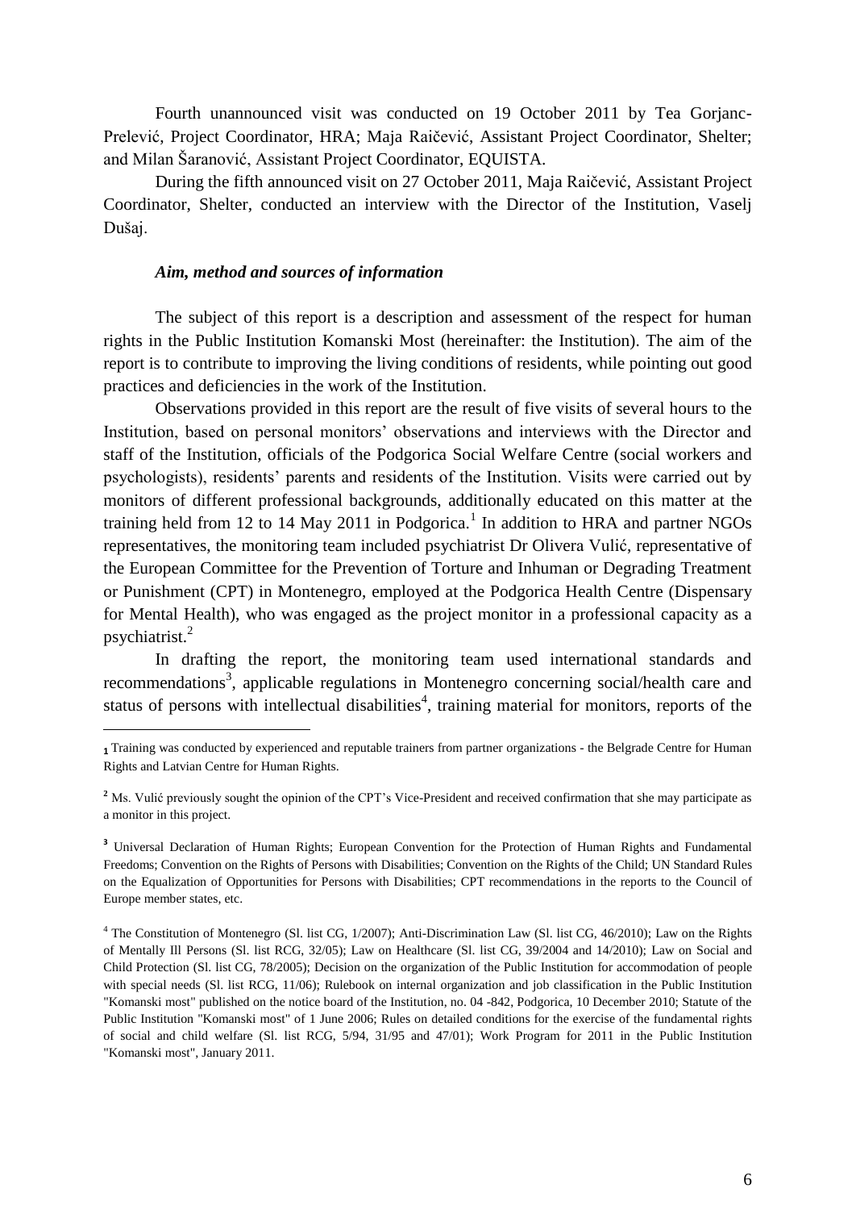Fourth unannounced visit was conducted on 19 October 2011 by Tea Gorjanc-Prelević, Project Coordinator, HRA; Maja Raičević, Assistant Project Coordinator, Shelter; and Milan Šaranović, Assistant Project Coordinator, EQUISTA.

During the fifth announced visit on 27 October 2011, Maja Raičević, Assistant Project Coordinator, Shelter, conducted an interview with the Director of the Institution, Vaselj Dušaj.

### *Aim, method and sources of information*

The subject of this report is a description and assessment of the respect for human rights in the Public Institution Komanski Most (hereinafter: the Institution). The aim of the report is to contribute to improving the living conditions of residents, while pointing out good practices and deficiencies in the work of the Institution.

Observations provided in this report are the result of five visits of several hours to the Institution, based on personal monitors' observations and interviews with the Director and staff of the Institution, officials of the Podgorica Social Welfare Centre (social workers and psychologists), residents' parents and residents of the Institution. Visits were carried out by monitors of different professional backgrounds, additionally educated on this matter at the training held from 12 to 14 May 2011 in Podgorica.[1] In addition to HRA and partner NGOs representatives, the monitoring team included psychiatrist Dr Olivera Vulić, representative of the European Committee for the Prevention of Torture and Inhuman or Degrading Treatment or Punishment (CPT) in Montenegro, employed at the Podgorica Health Centre (Dispensary for Mental Health), who was engaged as the project monitor in a professional capacity as a psychiatrist.[2]

In drafting the report, the monitoring team used international standards and recommendations[3], applicable regulations in Montenegro concerning social/health care and status of persons with intellectual disabilities[4], training material for monitors, reports of the

---

[1] Training was conducted by experienced and reputable trainers from partner organizations - the Belgrade Centre for Human Rights and Latvian Centre for Human Rights.

[2] Ms. Vulić previously sought the opinion of the CPT's Vice-President and received confirmation that she may participate as a monitor in this project.

[3] Universal Declaration of Human Rights; European Convention for the Protection of Human Rights and Fundamental Freedoms; Convention on the Rights of Persons with Disabilities; Convention on the Rights of the Child; UN Standard Rules on the Equalization of Opportunities for Persons with Disabilities; CPT recommendations in the reports to the Council of Europe member states, etc.

[4] The Constitution of Montenegro (Sl. list CG, 1/2007); Anti-Discrimination Law (Sl. list CG, 46/2010); Law on the Rights of Mentally Ill Persons (Sl. list RCG, 32/05); Law on Healthcare (Sl. list CG, 39/2004 and 14/2010); Law on Social and Child Protection (Sl. list CG, 78/2005); Decision on the organization of the Public Institution for accommodation of people with special needs (Sl. list RCG, 11/06); Rulebook on internal organization and job classification in the Public Institution "Komanski most" published on the notice board of the Institution, no. 04 -842, Podgorica, 10 December 2010; Statute of the Public Institution "Komanski most" of 1 June 2006; Rules on detailed conditions for the exercise of the fundamental rights of social and child welfare (Sl. list RCG, 5/94, 31/95 and 47/01); Work Program for 2011 in the Public Institution "Komanski most", January 2011.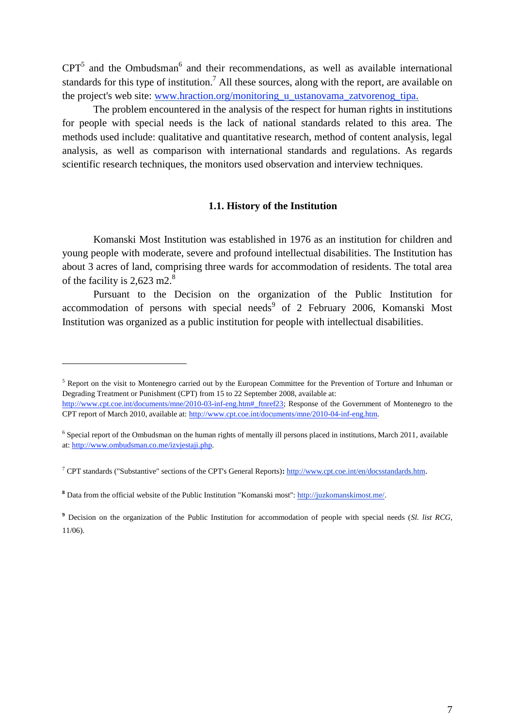CPT[5] and the Ombudsman[6] and their recommendations, as well as available international standards for this type of institution.[7] All these sources, along with the report, are available on the project's web site: www.hraction.org/monitoring_u_ustanovama_zatvorenog_tipa.

The problem encountered in the analysis of the respect for human rights in institutions for people with special needs is the lack of national standards related to this area. The methods used include: qualitative and quantitative research, method of content analysis, legal analysis, as well as comparison with international standards and regulations. As regards scientific research techniques, the monitors used observation and interview techniques.

### 1.1. History of the Institution

Komanski Most Institution was established in 1976 as an institution for children and young people with moderate, severe and profound intellectual disabilities. The Institution has about 3 acres of land, comprising three wards for accommodation of residents. The total area of the facility is 2,623 m2.[8]

Pursuant to the Decision on the organization of the Public Institution for accommodation of persons with special needs[9] of 2 February 2006, Komanski Most Institution was organized as a public institution for people with intellectual disabilities.

---

[5] Report on the visit to Montenegro carried out by the European Committee for the Prevention of Torture and Inhuman or Degrading Treatment or Punishment (CPT) from 15 to 22 September 2008, available at: http://www.cpt.coe.int/documents/mne/2010-03-inf-eng.htm#_ftnref23; Response of the Government of Montenegro to the CPT report of March 2010, available at: http://www.cpt.coe.int/documents/mne/2010-04-inf-eng.htm.

[6] Special report of the Ombudsman on the human rights of mentally ill persons placed in institutions, March 2011, available at: http://www.ombudsman.co.me/izvjestaji.php.

[7] CPT standards ("Substantive" sections of the CPT's General Reports)**:** http://www.cpt.coe.int/en/docsstandards.htm.

[8] Data from the official website of the Public Institution "Komanski most": http://juzkomanskimost.me/.

[9] Decision on the organization of the Public Institution for accommodation of people with special needs (*Sl. list RCG*, 11/06).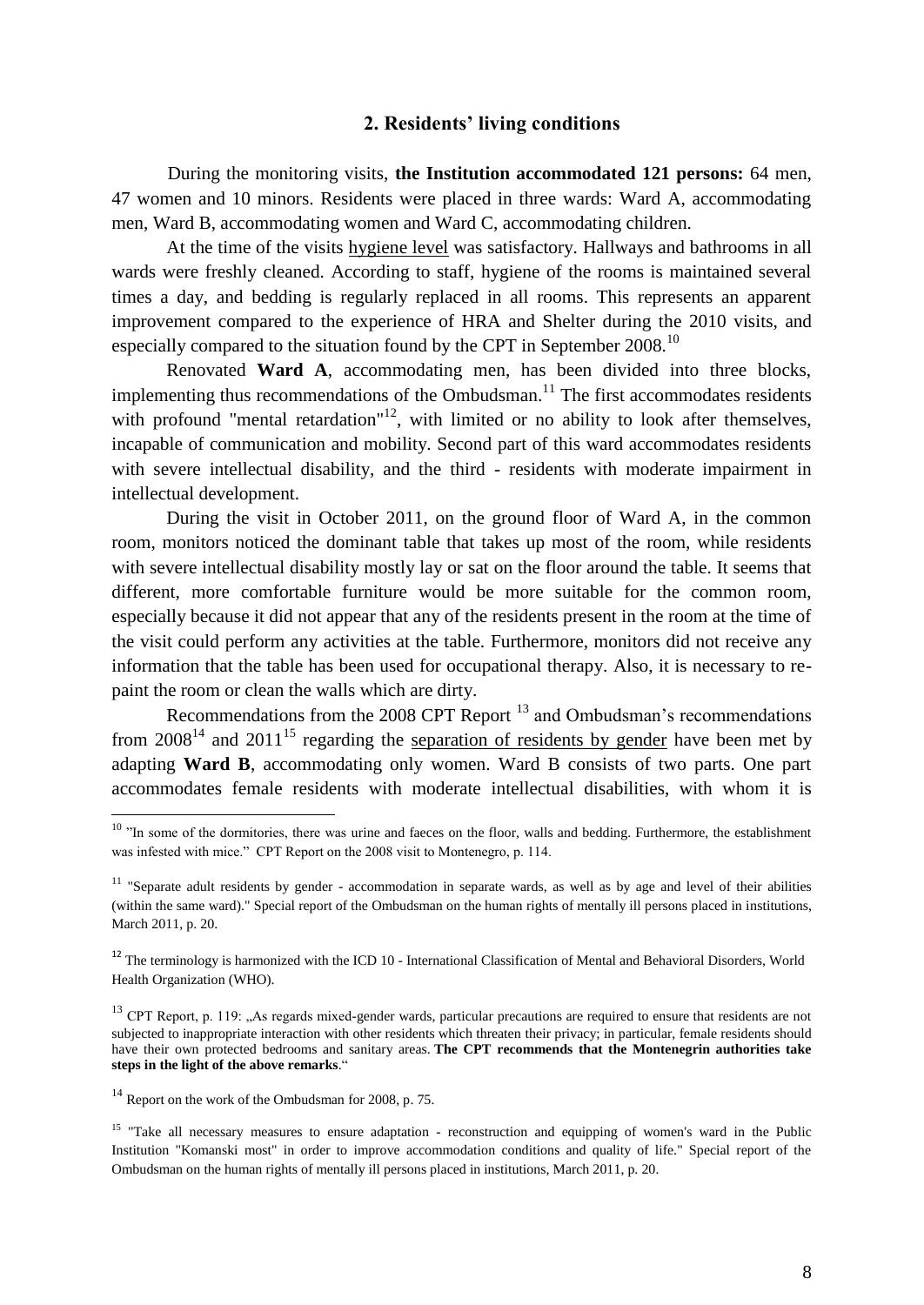## 2. Residents' living conditions

During the monitoring visits, **the Institution accommodated 121 persons:** 64 men, 47 women and 10 minors. Residents were placed in three wards: Ward A, accommodating men, Ward B, accommodating women and Ward C, accommodating children.

At the time of the visits hygiene level was satisfactory. Hallways and bathrooms in all wards were freshly cleaned. According to staff, hygiene of the rooms is maintained several times a day, and bedding is regularly replaced in all rooms. This represents an apparent improvement compared to the experience of HRA and Shelter during the 2010 visits, and especially compared to the situation found by the CPT in September 2008.[10]

Renovated **Ward A**, accommodating men, has been divided into three blocks, implementing thus recommendations of the Ombudsman.[11] The first accommodates residents with profound "mental retardation"[12], with limited or no ability to look after themselves, incapable of communication and mobility. Second part of this ward accommodates residents with severe intellectual disability, and the third - residents with moderate impairment in intellectual development.

During the visit in October 2011, on the ground floor of Ward A, in the common room, monitors noticed the dominant table that takes up most of the room, while residents with severe intellectual disability mostly lay or sat on the floor around the table. It seems that different, more comfortable furniture would be more suitable for the common room, especially because it did not appear that any of the residents present in the room at the time of the visit could perform any activities at the table. Furthermore, monitors did not receive any information that the table has been used for occupational therapy. Also, it is necessary to re-paint the room or clean the walls which are dirty.

Recommendations from the 2008 CPT Report [13] and Ombudsman's recommendations from 2008[14] and 2011[15] regarding the separation of residents by gender have been met by adapting **Ward B**, accommodating only women. Ward B consists of two parts. One part accommodates female residents with moderate intellectual disabilities, with whom it is

---

[10] "In some of the dormitories, there was urine and faeces on the floor, walls and bedding. Furthermore, the establishment was infested with mice." CPT Report on the 2008 visit to Montenegro, p. 114.

[11] "Separate adult residents by gender - accommodation in separate wards, as well as by age and level of their abilities (within the same ward)." Special report of the Ombudsman on the human rights of mentally ill persons placed in institutions, March 2011, p. 20.

[12] The terminology is harmonized with the ICD 10 - International Classification of Mental and Behavioral Disorders, World Health Organization (WHO).

[13] CPT Report, p. 119: „As regards mixed-gender wards, particular precautions are required to ensure that residents are not subjected to inappropriate interaction with other residents which threaten their privacy; in particular, female residents should have their own protected bedrooms and sanitary areas. **The CPT recommends that the Montenegrin authorities take steps in the light of the above remarks**."

[14] Report on the work of the Ombudsman for 2008, p. 75.

[15] "Take all necessary measures to ensure adaptation - reconstruction and equipping of women's ward in the Public Institution "Komanski most" in order to improve accommodation conditions and quality of life." Special report of the Ombudsman on the human rights of mentally ill persons placed in institutions, March 2011, p. 20.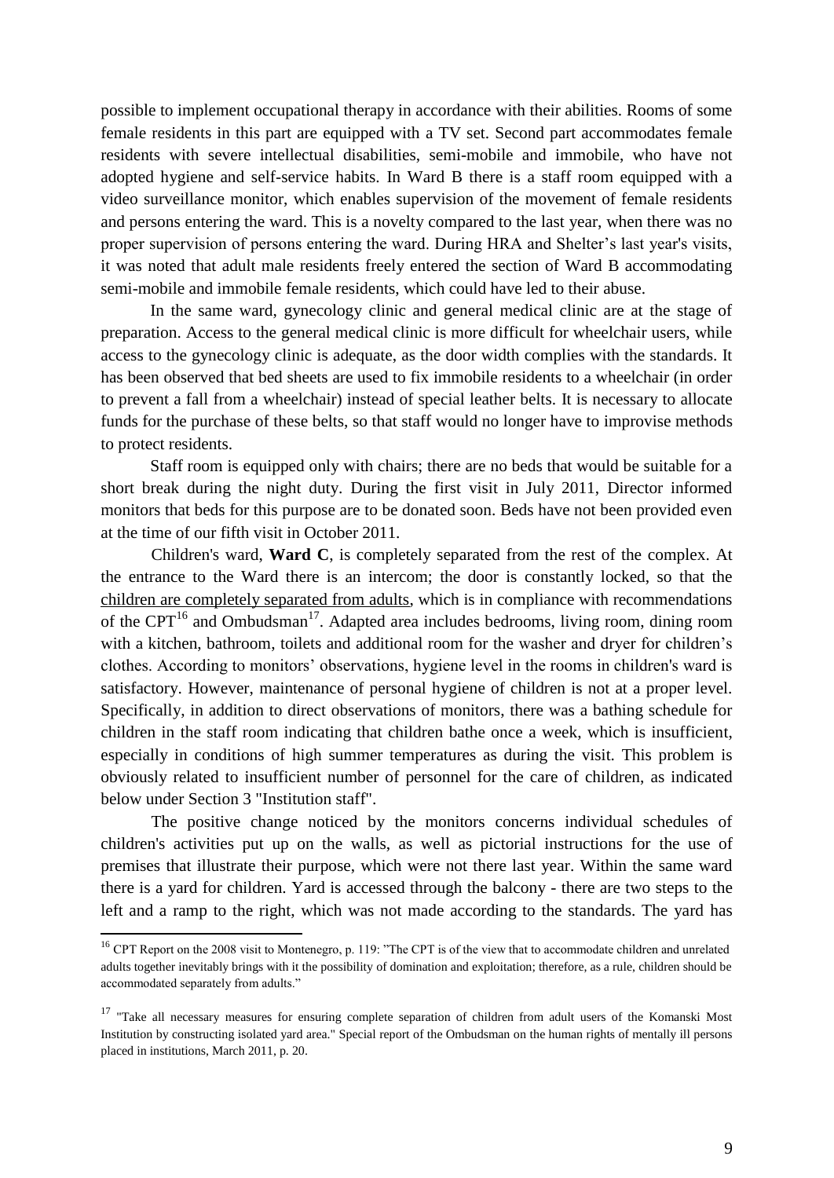possible to implement occupational therapy in accordance with their abilities. Rooms of some female residents in this part are equipped with a TV set. Second part accommodates female residents with severe intellectual disabilities, semi-mobile and immobile, who have not adopted hygiene and self-service habits. In Ward B there is a staff room equipped with a video surveillance monitor, which enables supervision of the movement of female residents and persons entering the ward. This is a novelty compared to the last year, when there was no proper supervision of persons entering the ward. During HRA and Shelter's last year's visits, it was noted that adult male residents freely entered the section of Ward B accommodating semi-mobile and immobile female residents, which could have led to their abuse.

In the same ward, gynecology clinic and general medical clinic are at the stage of preparation. Access to the general medical clinic is more difficult for wheelchair users, while access to the gynecology clinic is adequate, as the door width complies with the standards. It has been observed that bed sheets are used to fix immobile residents to a wheelchair (in order to prevent a fall from a wheelchair) instead of special leather belts. It is necessary to allocate funds for the purchase of these belts, so that staff would no longer have to improvise methods to protect residents.

Staff room is equipped only with chairs; there are no beds that would be suitable for a short break during the night duty. During the first visit in July 2011, Director informed monitors that beds for this purpose are to be donated soon. Beds have not been provided even at the time of our fifth visit in October 2011.

Children's ward, **Ward C**, is completely separated from the rest of the complex. At the entrance to the Ward there is an intercom; the door is constantly locked, so that the children are completely separated from adults, which is in compliance with recommendations of the CPT[16] and Ombudsman[17]. Adapted area includes bedrooms, living room, dining room with a kitchen, bathroom, toilets and additional room for the washer and dryer for children's clothes. According to monitors' observations, hygiene level in the rooms in children's ward is satisfactory. However, maintenance of personal hygiene of children is not at a proper level. Specifically, in addition to direct observations of monitors, there was a bathing schedule for children in the staff room indicating that children bathe once a week, which is insufficient, especially in conditions of high summer temperatures as during the visit. This problem is obviously related to insufficient number of personnel for the care of children, as indicated below under Section 3 "Institution staff".

The positive change noticed by the monitors concerns individual schedules of children's activities put up on the walls, as well as pictorial instructions for the use of premises that illustrate their purpose, which were not there last year. Within the same ward there is a yard for children. Yard is accessed through the balcony - there are two steps to the left and a ramp to the right, which was not made according to the standards. The yard has

---

[16] CPT Report on the 2008 visit to Montenegro, p. 119: "The CPT is of the view that to accommodate children and unrelated adults together inevitably brings with it the possibility of domination and exploitation; therefore, as a rule, children should be accommodated separately from adults."

[17] "Take all necessary measures for ensuring complete separation of children from adult users of the Komanski Most Institution by constructing isolated yard area." Special report of the Ombudsman on the human rights of mentally ill persons placed in institutions, March 2011, p. 20.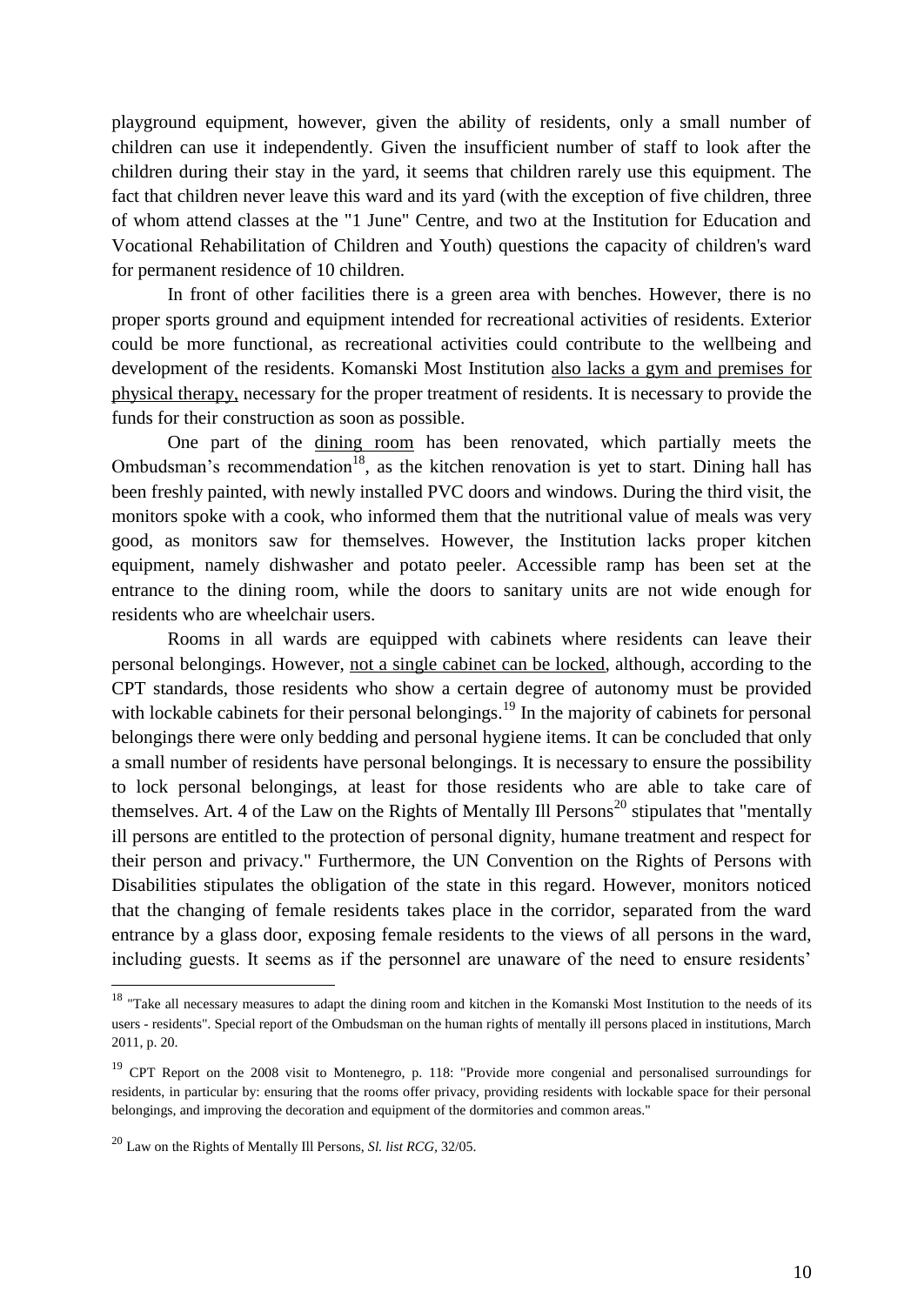playground equipment, however, given the ability of residents, only a small number of children can use it independently. Given the insufficient number of staff to look after the children during their stay in the yard, it seems that children rarely use this equipment. The fact that children never leave this ward and its yard (with the exception of five children, three of whom attend classes at the "1 June" Centre, and two at the Institution for Education and Vocational Rehabilitation of Children and Youth) questions the capacity of children's ward for permanent residence of 10 children.

In front of other facilities there is a green area with benches. However, there is no proper sports ground and equipment intended for recreational activities of residents. Exterior could be more functional, as recreational activities could contribute to the wellbeing and development of the residents. Komanski Most Institution also lacks a gym and premises for physical therapy, necessary for the proper treatment of residents. It is necessary to provide the funds for their construction as soon as possible.

One part of the dining room has been renovated, which partially meets the Ombudsman's recommendation[18], as the kitchen renovation is yet to start. Dining hall has been freshly painted, with newly installed PVC doors and windows. During the third visit, the monitors spoke with a cook, who informed them that the nutritional value of meals was very good, as monitors saw for themselves. However, the Institution lacks proper kitchen equipment, namely dishwasher and potato peeler. Accessible ramp has been set at the entrance to the dining room, while the doors to sanitary units are not wide enough for residents who are wheelchair users.

Rooms in all wards are equipped with cabinets where residents can leave their personal belongings. However, not a single cabinet can be locked, although, according to the CPT standards, those residents who show a certain degree of autonomy must be provided with lockable cabinets for their personal belongings.[19] In the majority of cabinets for personal belongings there were only bedding and personal hygiene items. It can be concluded that only a small number of residents have personal belongings. It is necessary to ensure the possibility to lock personal belongings, at least for those residents who are able to take care of themselves. Art. 4 of the Law on the Rights of Mentally Ill Persons[20] stipulates that "mentally ill persons are entitled to the protection of personal dignity, humane treatment and respect for their person and privacy." Furthermore, the UN Convention on the Rights of Persons with Disabilities stipulates the obligation of the state in this regard. However, monitors noticed that the changing of female residents takes place in the corridor, separated from the ward entrance by a glass door, exposing female residents to the views of all persons in the ward, including guests. It seems as if the personnel are unaware of the need to ensure residents'

---

[18] "Take all necessary measures to adapt the dining room and kitchen in the Komanski Most Institution to the needs of its users - residents". Special report of the Ombudsman on the human rights of mentally ill persons placed in institutions, March 2011, p. 20.

[19] CPT Report on the 2008 visit to Montenegro, p. 118: "Provide more congenial and personalised surroundings for residents, in particular by: ensuring that the rooms offer privacy, providing residents with lockable space for their personal belongings, and improving the decoration and equipment of the dormitories and common areas."

[20] Law on the Rights of Mentally Ill Persons, *Sl. list RCG*, 32/05.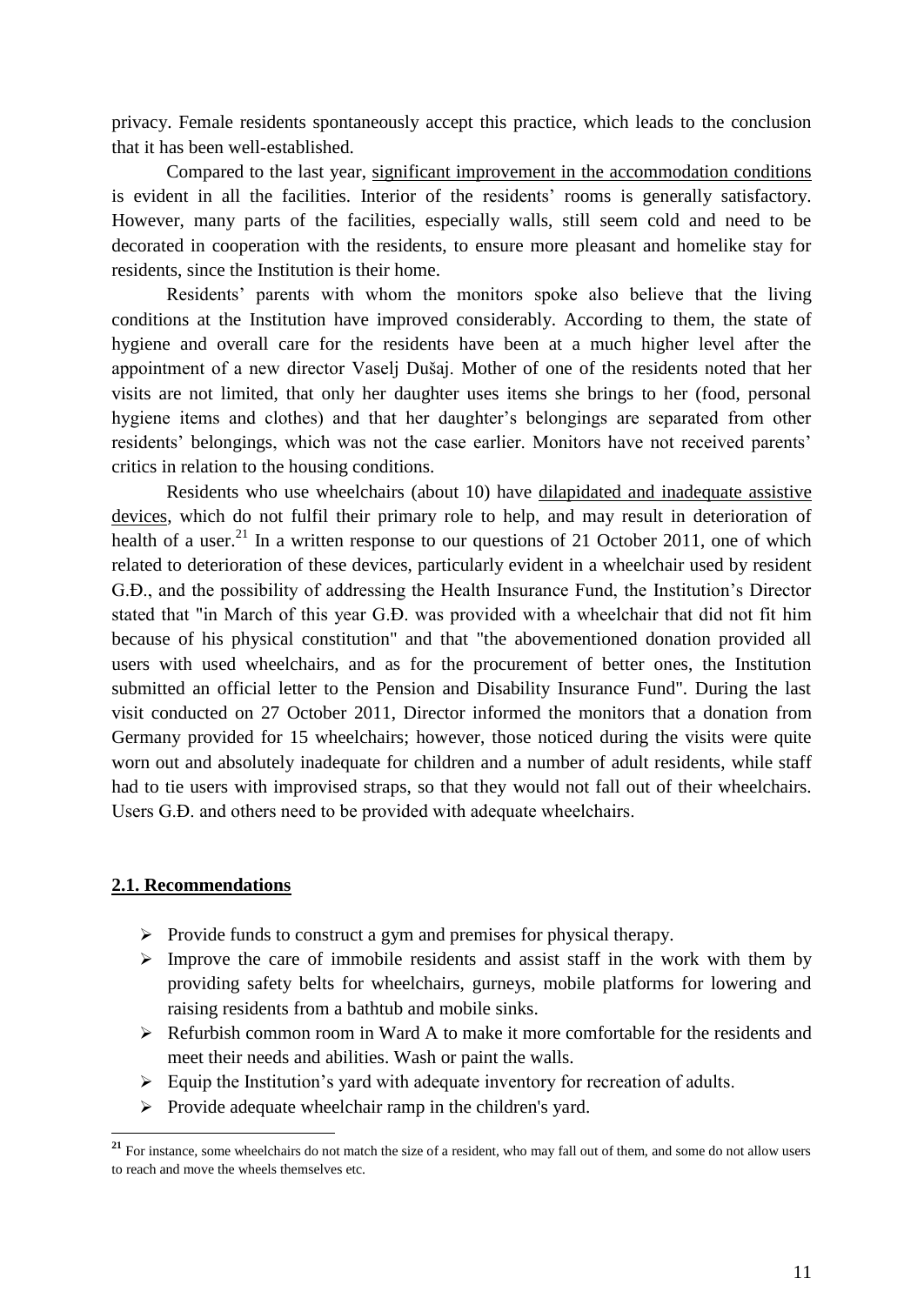privacy. Female residents spontaneously accept this practice, which leads to the conclusion that it has been well-established.

Compared to the last year, significant improvement in the accommodation conditions is evident in all the facilities. Interior of the residents' rooms is generally satisfactory. However, many parts of the facilities, especially walls, still seem cold and need to be decorated in cooperation with the residents, to ensure more pleasant and homelike stay for residents, since the Institution is their home.

Residents' parents with whom the monitors spoke also believe that the living conditions at the Institution have improved considerably. According to them, the state of hygiene and overall care for the residents have been at a much higher level after the appointment of a new director Vaselj Dušaj. Mother of one of the residents noted that her visits are not limited, that only her daughter uses items she brings to her (food, personal hygiene items and clothes) and that her daughter's belongings are separated from other residents' belongings, which was not the case earlier. Monitors have not received parents' critics in relation to the housing conditions.

Residents who use wheelchairs (about 10) have dilapidated and inadequate assistive devices, which do not fulfil their primary role to help, and may result in deterioration of health of a user.[21] In a written response to our questions of 21 October 2011, one of which related to deterioration of these devices, particularly evident in a wheelchair used by resident G.Đ., and the possibility of addressing the Health Insurance Fund, the Institution's Director stated that "in March of this year G.Đ. was provided with a wheelchair that did not fit him because of his physical constitution" and that "the abovementioned donation provided all users with used wheelchairs, and as for the procurement of better ones, the Institution submitted an official letter to the Pension and Disability Insurance Fund". During the last visit conducted on 27 October 2011, Director informed the monitors that a donation from Germany provided for 15 wheelchairs; however, those noticed during the visits were quite worn out and absolutely inadequate for children and a number of adult residents, while staff had to tie users with improvised straps, so that they would not fall out of their wheelchairs. Users G.Đ. and others need to be provided with adequate wheelchairs.

## 2.1. Recommendations

- Provide funds to construct a gym and premises for physical therapy.
- Improve the care of immobile residents and assist staff in the work with them by providing safety belts for wheelchairs, gurneys, mobile platforms for lowering and raising residents from a bathtub and mobile sinks.
- Refurbish common room in Ward A to make it more comfortable for the residents and meet their needs and abilities. Wash or paint the walls.
- Equip the Institution's yard with adequate inventory for recreation of adults.
- Provide adequate wheelchair ramp in the children's yard.

[21] For instance, some wheelchairs do not match the size of a resident, who may fall out of them, and some do not allow users to reach and move the wheels themselves etc.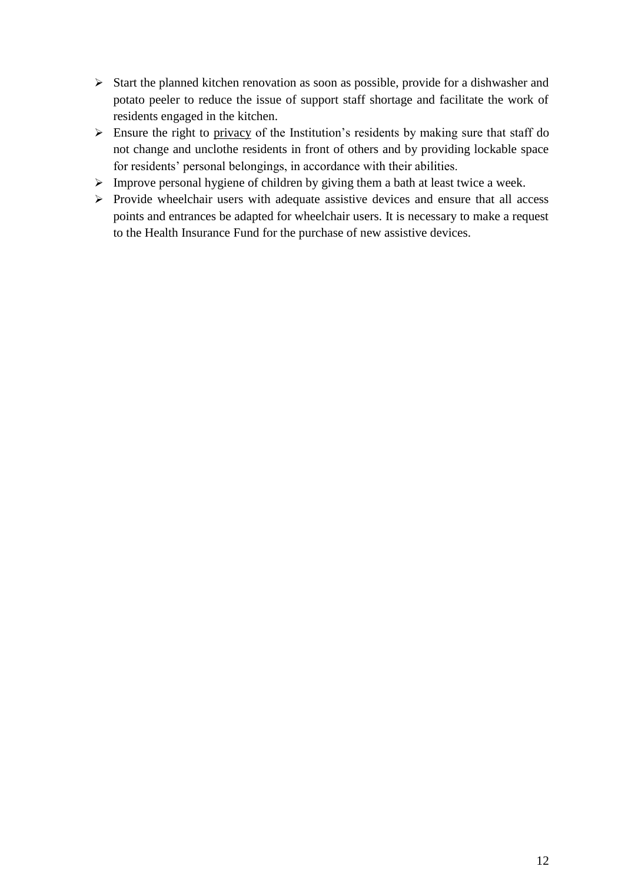- Start the planned kitchen renovation as soon as possible, provide for a dishwasher and potato peeler to reduce the issue of support staff shortage and facilitate the work of residents engaged in the kitchen.
- Ensure the right to privacy of the Institution's residents by making sure that staff do not change and unclothe residents in front of others and by providing lockable space for residents' personal belongings, in accordance with their abilities.
- Improve personal hygiene of children by giving them a bath at least twice a week.
- Provide wheelchair users with adequate assistive devices and ensure that all access points and entrances be adapted for wheelchair users. It is necessary to make a request to the Health Insurance Fund for the purchase of new assistive devices.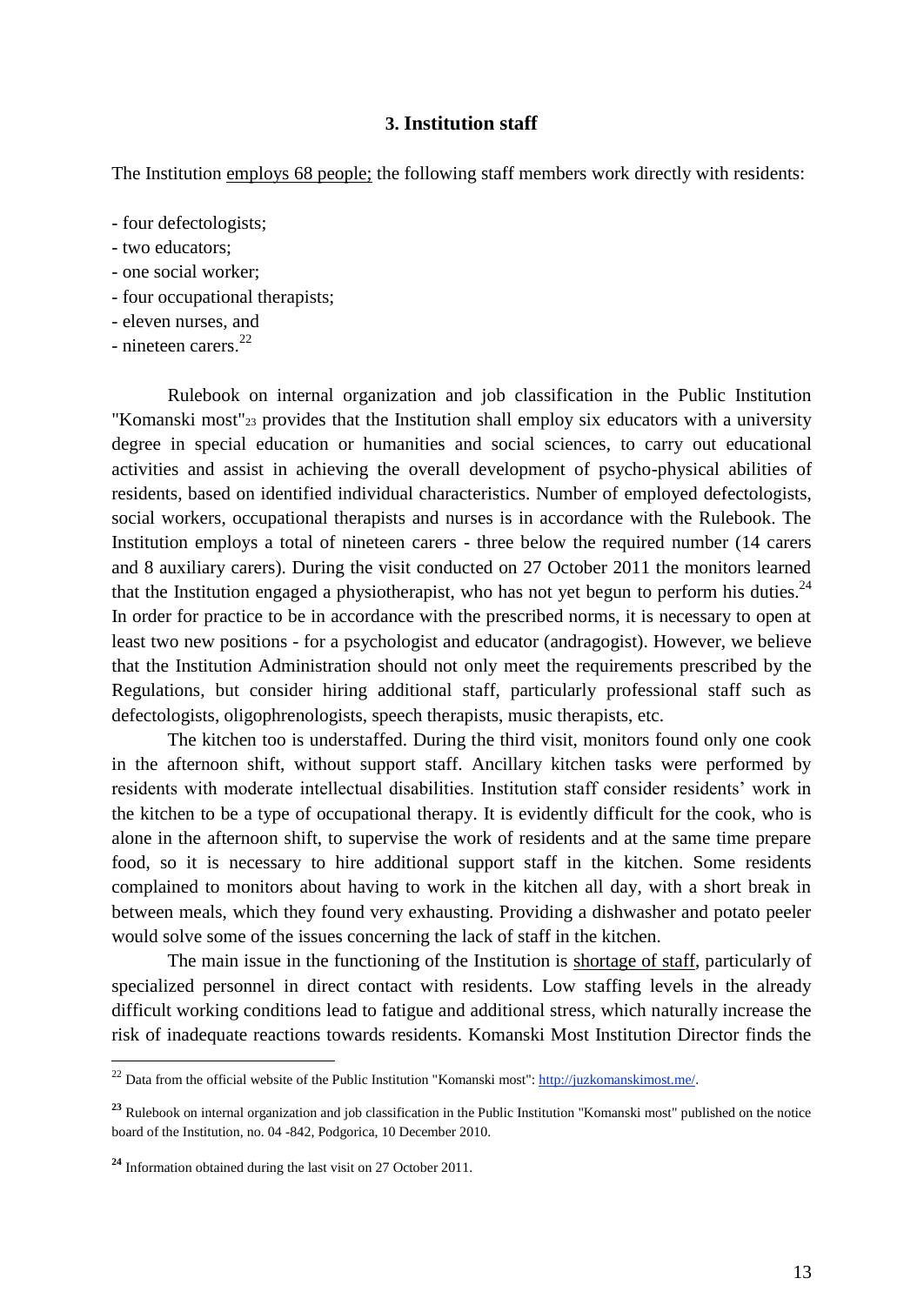## 3. Institution staff

The Institution employs 68 people; the following staff members work directly with residents:

- four defectologists;
- two educators;
- one social worker;
- four occupational therapists;
- eleven nurses, and
- nineteen carers.[22]

Rulebook on internal organization and job classification in the Public Institution "Komanski most"[23] provides that the Institution shall employ six educators with a university degree in special education or humanities and social sciences, to carry out educational activities and assist in achieving the overall development of psycho-physical abilities of residents, based on identified individual characteristics. Number of employed defectologists, social workers, occupational therapists and nurses is in accordance with the Rulebook. The Institution employs a total of nineteen carers - three below the required number (14 carers and 8 auxiliary carers). During the visit conducted on 27 October 2011 the monitors learned that the Institution engaged a physiotherapist, who has not yet begun to perform his duties.[24] In order for practice to be in accordance with the prescribed norms, it is necessary to open at least two new positions - for a psychologist and educator (andragogist). However, we believe that the Institution Administration should not only meet the requirements prescribed by the Regulations, but consider hiring additional staff, particularly professional staff such as defectologists, oligophrenologists, speech therapists, music therapists, etc.

The kitchen too is understaffed. During the third visit, monitors found only one cook in the afternoon shift, without support staff. Ancillary kitchen tasks were performed by residents with moderate intellectual disabilities. Institution staff consider residents' work in the kitchen to be a type of occupational therapy. It is evidently difficult for the cook, who is alone in the afternoon shift, to supervise the work of residents and at the same time prepare food, so it is necessary to hire additional support staff in the kitchen. Some residents complained to monitors about having to work in the kitchen all day, with a short break in between meals, which they found very exhausting. Providing a dishwasher and potato peeler would solve some of the issues concerning the lack of staff in the kitchen.

The main issue in the functioning of the Institution is shortage of staff, particularly of specialized personnel in direct contact with residents. Low staffing levels in the already difficult working conditions lead to fatigue and additional stress, which naturally increase the risk of inadequate reactions towards residents. Komanski Most Institution Director finds the

[22] Data from the official website of the Public Institution "Komanski most": http://juzkomanskimost.me/.

[23] Rulebook on internal organization and job classification in the Public Institution "Komanski most" published on the notice board of the Institution, no. 04 -842, Podgorica, 10 December 2010.

[24] Information obtained during the last visit on 27 October 2011.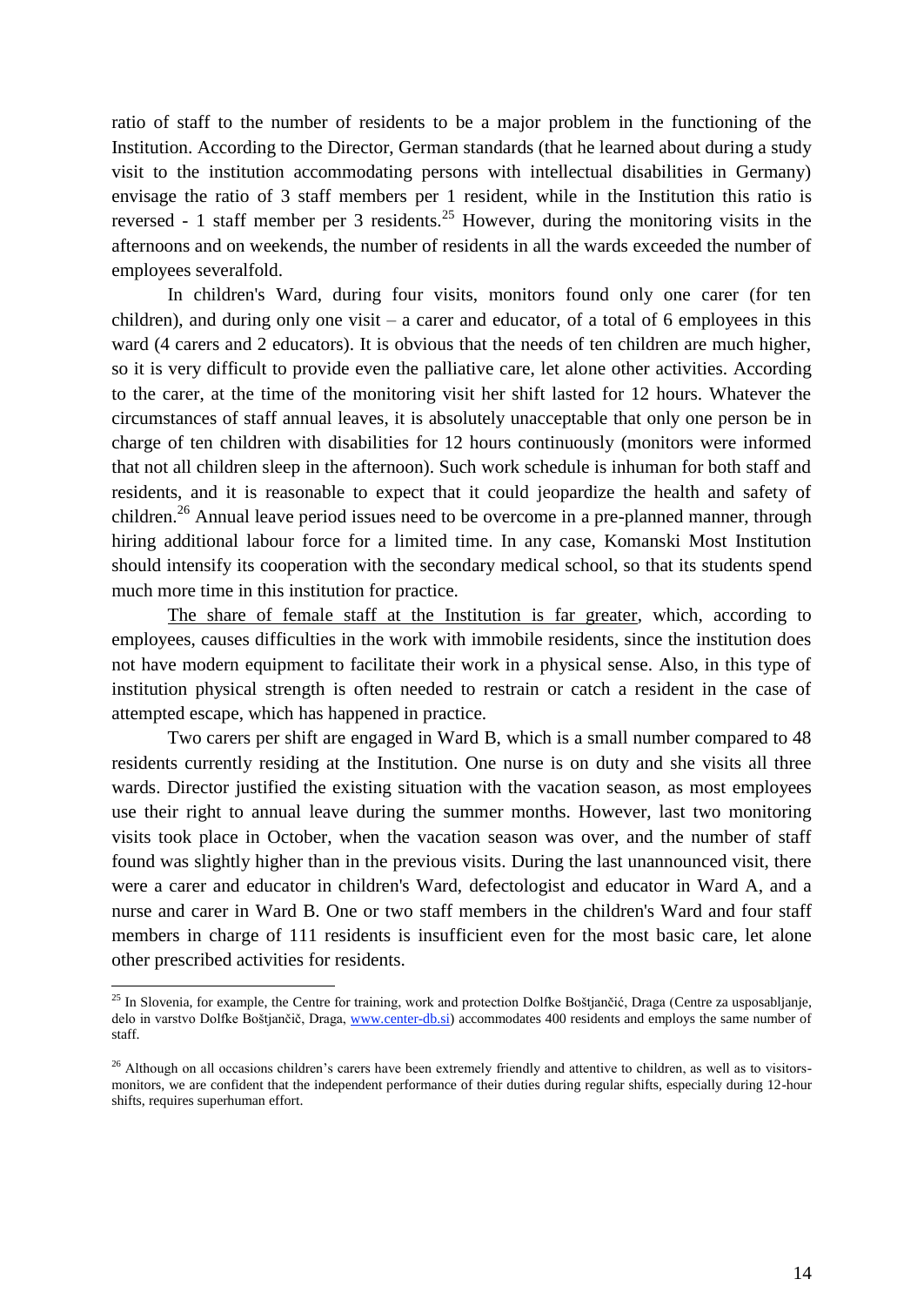ratio of staff to the number of residents to be a major problem in the functioning of the Institution. According to the Director, German standards (that he learned about during a study visit to the institution accommodating persons with intellectual disabilities in Germany) envisage the ratio of 3 staff members per 1 resident, while in the Institution this ratio is reversed - 1 staff member per 3 residents.[25] However, during the monitoring visits in the afternoons and on weekends, the number of residents in all the wards exceeded the number of employees severalfold.

In children's Ward, during four visits, monitors found only one carer (for ten children), and during only one visit – a carer and educator, of a total of 6 employees in this ward (4 carers and 2 educators). It is obvious that the needs of ten children are much higher, so it is very difficult to provide even the palliative care, let alone other activities. According to the carer, at the time of the monitoring visit her shift lasted for 12 hours. Whatever the circumstances of staff annual leaves, it is absolutely unacceptable that only one person be in charge of ten children with disabilities for 12 hours continuously (monitors were informed that not all children sleep in the afternoon). Such work schedule is inhuman for both staff and residents, and it is reasonable to expect that it could jeopardize the health and safety of children.[26] Annual leave period issues need to be overcome in a pre-planned manner, through hiring additional labour force for a limited time. In any case, Komanski Most Institution should intensify its cooperation with the secondary medical school, so that its students spend much more time in this institution for practice.

<u>The share of female staff at the Institution is far greater</u>, which, according to employees, causes difficulties in the work with immobile residents, since the institution does not have modern equipment to facilitate their work in a physical sense. Also, in this type of institution physical strength is often needed to restrain or catch a resident in the case of attempted escape, which has happened in practice.

Two carers per shift are engaged in Ward B, which is a small number compared to 48 residents currently residing at the Institution. One nurse is on duty and she visits all three wards. Director justified the existing situation with the vacation season, as most employees use their right to annual leave during the summer months. However, last two monitoring visits took place in October, when the vacation season was over, and the number of staff found was slightly higher than in the previous visits. During the last unannounced visit, there were a carer and educator in children's Ward, defectologist and educator in Ward A, and a nurse and carer in Ward B. One or two staff members in the children's Ward and four staff members in charge of 111 residents is insufficient even for the most basic care, let alone other prescribed activities for residents.

---

[25] In Slovenia, for example, the Centre for training, work and protection Dolfke Boštjančić, Draga (Centre za usposabljanje, delo in varstvo Dolfke Boštjančič, Draga, www.center-db.si) accommodates 400 residents and employs the same number of staff.

[26] Although on all occasions children's carers have been extremely friendly and attentive to children, as well as to visitors-monitors, we are confident that the independent performance of their duties during regular shifts, especially during 12-hour shifts, requires superhuman effort.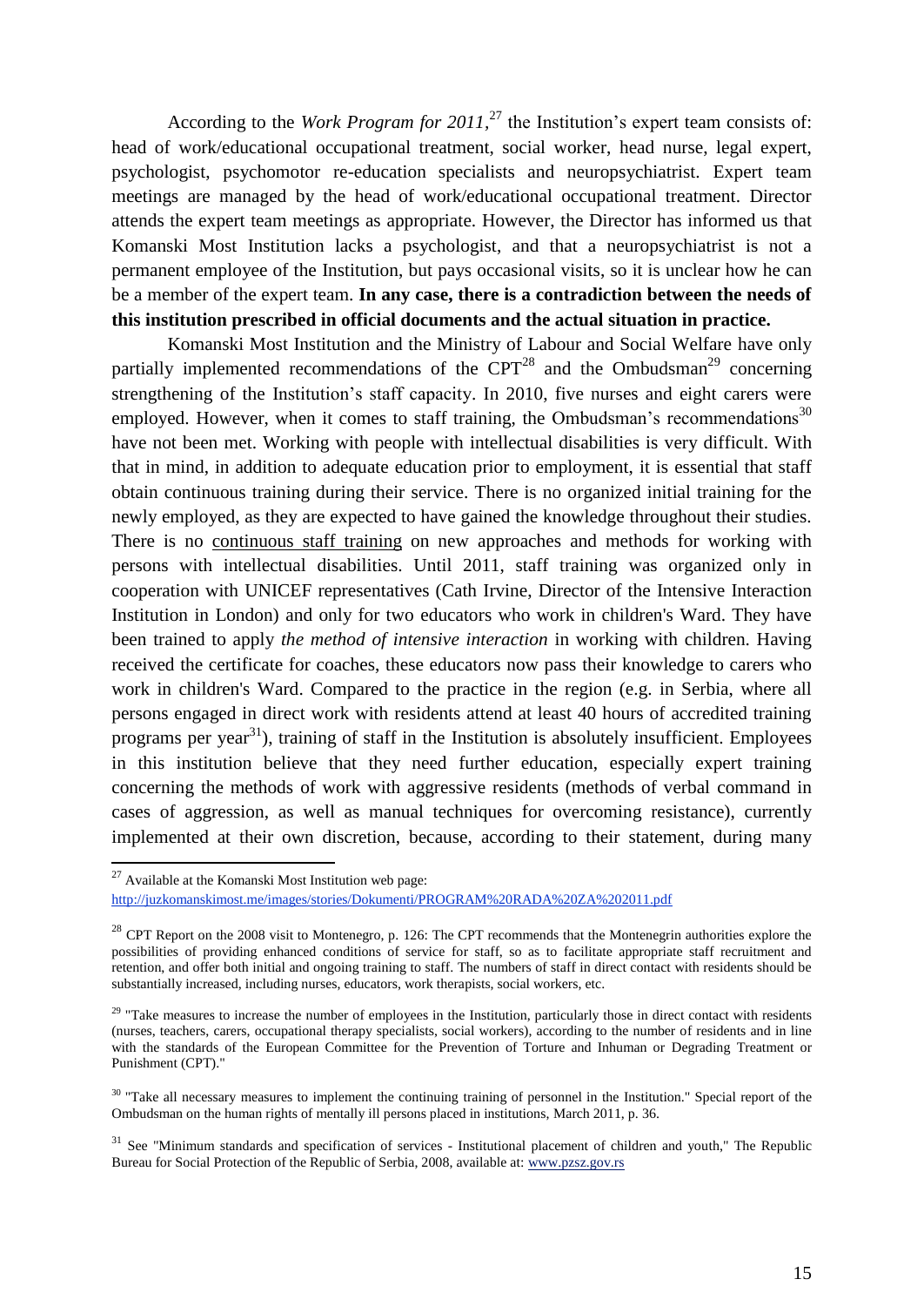According to the *Work Program for 2011*,[27] the Institution's expert team consists of: head of work/educational occupational treatment, social worker, head nurse, legal expert, psychologist, psychomotor re-education specialists and neuropsychiatrist. Expert team meetings are managed by the head of work/educational occupational treatment. Director attends the expert team meetings as appropriate. However, the Director has informed us that Komanski Most Institution lacks a psychologist, and that a neuropsychiatrist is not a permanent employee of the Institution, but pays occasional visits, so it is unclear how he can be a member of the expert team. **In any case, there is a contradiction between the needs of this institution prescribed in official documents and the actual situation in practice.**

Komanski Most Institution and the Ministry of Labour and Social Welfare have only partially implemented recommendations of the CPT[28] and the Ombudsman[29] concerning strengthening of the Institution's staff capacity. In 2010, five nurses and eight carers were employed. However, when it comes to staff training, the Ombudsman's recommendations[30] have not been met. Working with people with intellectual disabilities is very difficult. With that in mind, in addition to adequate education prior to employment, it is essential that staff obtain continuous training during their service. There is no organized initial training for the newly employed, as they are expected to have gained the knowledge throughout their studies. There is no continuous staff training on new approaches and methods for working with persons with intellectual disabilities. Until 2011, staff training was organized only in cooperation with UNICEF representatives (Cath Irvine, Director of the Intensive Interaction Institution in London) and only for two educators who work in children's Ward. They have been trained to apply *the method of intensive interaction* in working with children. Having received the certificate for coaches, these educators now pass their knowledge to carers who work in children's Ward. Compared to the practice in the region (e.g. in Serbia, where all persons engaged in direct work with residents attend at least 40 hours of accredited training programs per year[31]), training of staff in the Institution is absolutely insufficient. Employees in this institution believe that they need further education, especially expert training concerning the methods of work with aggressive residents (methods of verbal command in cases of aggression, as well as manual techniques for overcoming resistance), currently implemented at their own discretion, because, according to their statement, during many

---

[27] Available at the Komanski Most Institution web page: http://juzkomanskimost.me/images/stories/Dokumenti/PROGRAM%20RADA%20ZA%202011.pdf

[28] CPT Report on the 2008 visit to Montenegro, p. 126: The CPT recommends that the Montenegrin authorities explore the possibilities of providing enhanced conditions of service for staff, so as to facilitate appropriate staff recruitment and retention, and offer both initial and ongoing training to staff. The numbers of staff in direct contact with residents should be substantially increased, including nurses, educators, work therapists, social workers, etc.

[29] "Take measures to increase the number of employees in the Institution, particularly those in direct contact with residents (nurses, teachers, carers, occupational therapy specialists, social workers), according to the number of residents and in line with the standards of the European Committee for the Prevention of Torture and Inhuman or Degrading Treatment or Punishment (CPT)."

[30] "Take all necessary measures to implement the continuing training of personnel in the Institution." Special report of the Ombudsman on the human rights of mentally ill persons placed in institutions, March 2011, p. 36.

[31] See "Minimum standards and specification of services - Institutional placement of children and youth," The Republic Bureau for Social Protection of the Republic of Serbia, 2008, available at: www.pzsz.gov.rs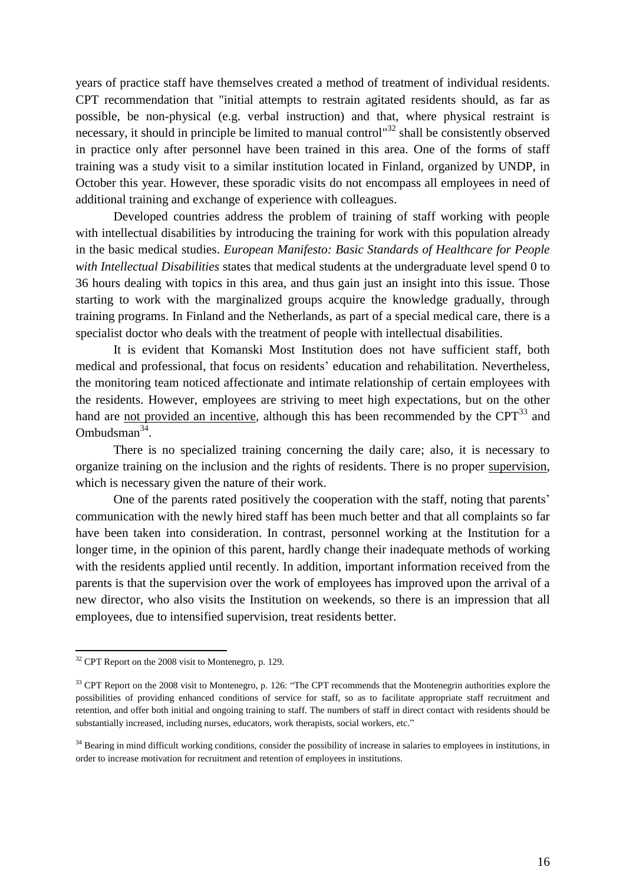years of practice staff have themselves created a method of treatment of individual residents. CPT recommendation that "initial attempts to restrain agitated residents should, as far as possible, be non-physical (e.g. verbal instruction) and that, where physical restraint is necessary, it should in principle be limited to manual control"[32] shall be consistently observed in practice only after personnel have been trained in this area. One of the forms of staff training was a study visit to a similar institution located in Finland, organized by UNDP, in October this year. However, these sporadic visits do not encompass all employees in need of additional training and exchange of experience with colleagues.

Developed countries address the problem of training of staff working with people with intellectual disabilities by introducing the training for work with this population already in the basic medical studies. *European Manifesto: Basic Standards of Healthcare for People with Intellectual Disabilities* states that medical students at the undergraduate level spend 0 to 36 hours dealing with topics in this area, and thus gain just an insight into this issue. Those starting to work with the marginalized groups acquire the knowledge gradually, through training programs. In Finland and the Netherlands, as part of a special medical care, there is a specialist doctor who deals with the treatment of people with intellectual disabilities.

It is evident that Komanski Most Institution does not have sufficient staff, both medical and professional, that focus on residents' education and rehabilitation. Nevertheless, the monitoring team noticed affectionate and intimate relationship of certain employees with the residents. However, employees are striving to meet high expectations, but on the other hand are <u>not provided an incentive</u>, although this has been recommended by the CPT[33] and Ombudsman[34].

There is no specialized training concerning the daily care; also, it is necessary to organize training on the inclusion and the rights of residents. There is no proper <u>supervision</u>, which is necessary given the nature of their work.

One of the parents rated positively the cooperation with the staff, noting that parents' communication with the newly hired staff has been much better and that all complaints so far have been taken into consideration. In contrast, personnel working at the Institution for a longer time, in the opinion of this parent, hardly change their inadequate methods of working with the residents applied until recently. In addition, important information received from the parents is that the supervision over the work of employees has improved upon the arrival of a new director, who also visits the Institution on weekends, so there is an impression that all employees, due to intensified supervision, treat residents better.

---

[32] CPT Report on the 2008 visit to Montenegro, p. 129.

[33] CPT Report on the 2008 visit to Montenegro, p. 126: "The CPT recommends that the Montenegrin authorities explore the possibilities of providing enhanced conditions of service for staff, so as to facilitate appropriate staff recruitment and retention, and offer both initial and ongoing training to staff. The numbers of staff in direct contact with residents should be substantially increased, including nurses, educators, work therapists, social workers, etc."

[34] Bearing in mind difficult working conditions, consider the possibility of increase in salaries to employees in institutions, in order to increase motivation for recruitment and retention of employees in institutions.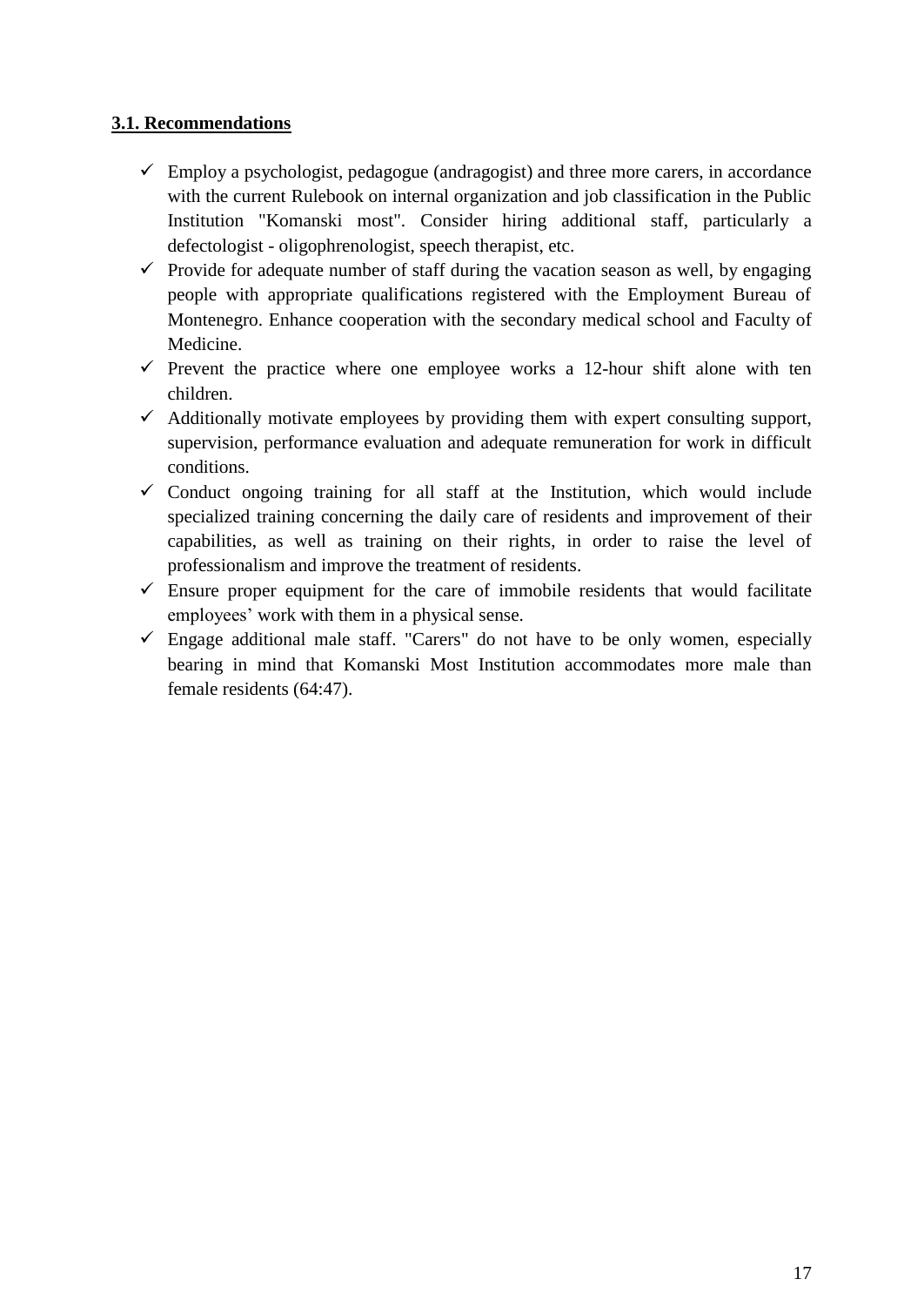### **3.1. Recommendations**

- Employ a psychologist, pedagogue (andragogist) and three more carers, in accordance with the current Rulebook on internal organization and job classification in the Public Institution "Komanski most". Consider hiring additional staff, particularly a defectologist - oligophrenologist, speech therapist, etc.
- Provide for adequate number of staff during the vacation season as well, by engaging people with appropriate qualifications registered with the Employment Bureau of Montenegro. Enhance cooperation with the secondary medical school and Faculty of Medicine.
- Prevent the practice where one employee works a 12-hour shift alone with ten children.
- Additionally motivate employees by providing them with expert consulting support, supervision, performance evaluation and adequate remuneration for work in difficult conditions.
- Conduct ongoing training for all staff at the Institution, which would include specialized training concerning the daily care of residents and improvement of their capabilities, as well as training on their rights, in order to raise the level of professionalism and improve the treatment of residents.
- Ensure proper equipment for the care of immobile residents that would facilitate employees' work with them in a physical sense.
- Engage additional male staff. "Carers" do not have to be only women, especially bearing in mind that Komanski Most Institution accommodates more male than female residents (64:47).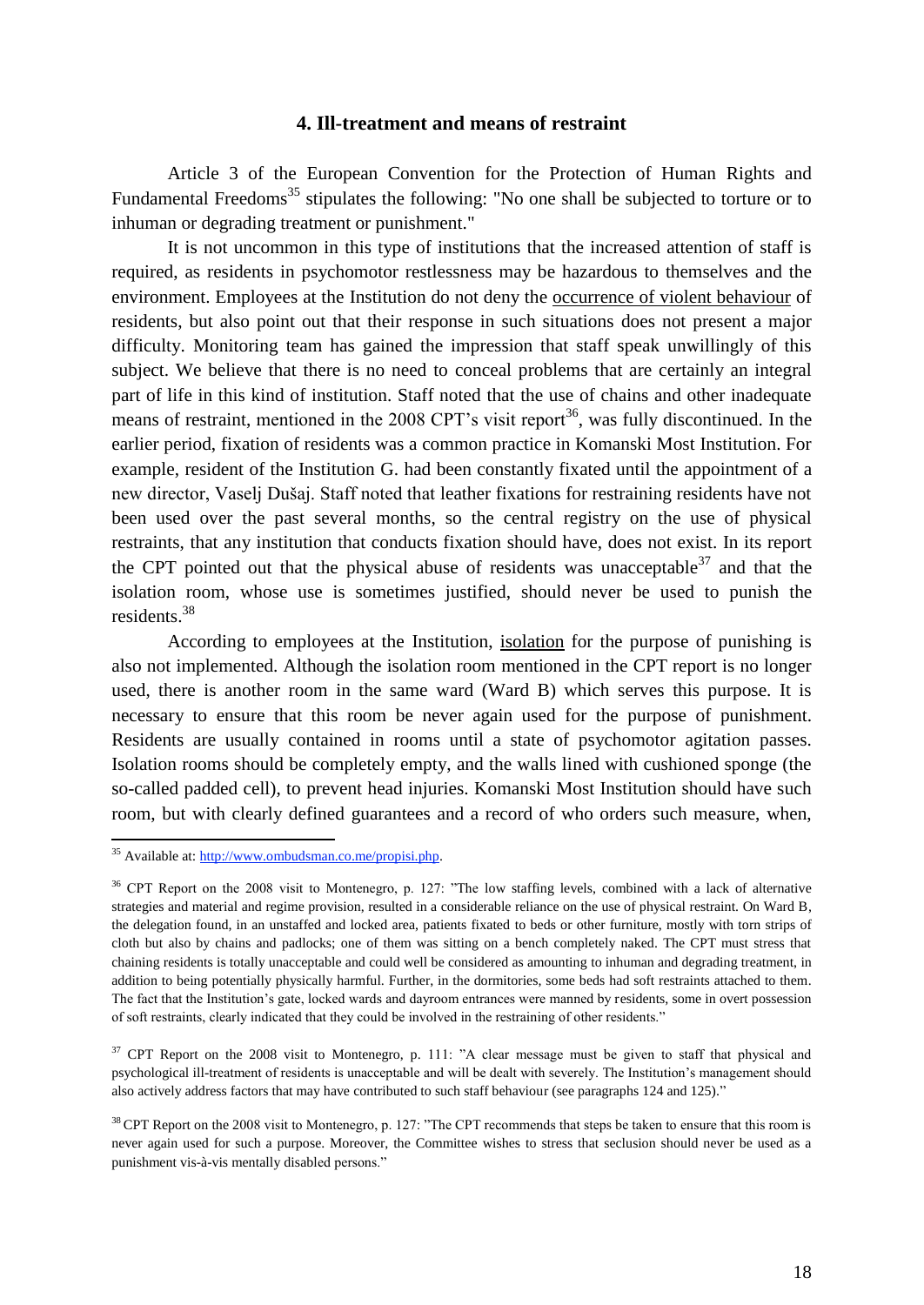## 4. Ill-treatment and means of restraint

Article 3 of the European Convention for the Protection of Human Rights and Fundamental Freedoms[35] stipulates the following: "No one shall be subjected to torture or to inhuman or degrading treatment or punishment."

It is not uncommon in this type of institutions that the increased attention of staff is required, as residents in psychomotor restlessness may be hazardous to themselves and the environment. Employees at the Institution do not deny the occurrence of violent behaviour of residents, but also point out that their response in such situations does not present a major difficulty. Monitoring team has gained the impression that staff speak unwillingly of this subject. We believe that there is no need to conceal problems that are certainly an integral part of life in this kind of institution. Staff noted that the use of chains and other inadequate means of restraint, mentioned in the 2008 CPT's visit report[36], was fully discontinued. In the earlier period, fixation of residents was a common practice in Komanski Most Institution. For example, resident of the Institution G. had been constantly fixated until the appointment of a new director, Vaselj Dušaj. Staff noted that leather fixations for restraining residents have not been used over the past several months, so the central registry on the use of physical restraints, that any institution that conducts fixation should have, does not exist. In its report the CPT pointed out that the physical abuse of residents was unacceptable[37] and that the isolation room, whose use is sometimes justified, should never be used to punish the residents.[38]

According to employees at the Institution, isolation for the purpose of punishing is also not implemented. Although the isolation room mentioned in the CPT report is no longer used, there is another room in the same ward (Ward B) which serves this purpose. It is necessary to ensure that this room be never again used for the purpose of punishment. Residents are usually contained in rooms until a state of psychomotor agitation passes. Isolation rooms should be completely empty, and the walls lined with cushioned sponge (the so-called padded cell), to prevent head injuries. Komanski Most Institution should have such room, but with clearly defined guarantees and a record of who orders such measure, when,

---

[35] Available at: http://www.ombudsman.co.me/propisi.php.

[36] CPT Report on the 2008 visit to Montenegro, p. 127: "The low staffing levels, combined with a lack of alternative strategies and material and regime provision, resulted in a considerable reliance on the use of physical restraint. On Ward B, the delegation found, in an unstaffed and locked area, patients fixated to beds or other furniture, mostly with torn strips of cloth but also by chains and padlocks; one of them was sitting on a bench completely naked. The CPT must stress that chaining residents is totally unacceptable and could well be considered as amounting to inhuman and degrading treatment, in addition to being potentially physically harmful. Further, in the dormitories, some beds had soft restraints attached to them. The fact that the Institution's gate, locked wards and dayroom entrances were manned by residents, some in overt possession of soft restraints, clearly indicated that they could be involved in the restraining of other residents."

[37] CPT Report on the 2008 visit to Montenegro, p. 111: "A clear message must be given to staff that physical and psychological ill-treatment of residents is unacceptable and will be dealt with severely. The Institution's management should also actively address factors that may have contributed to such staff behaviour (see paragraphs 124 and 125)."

[38] CPT Report on the 2008 visit to Montenegro, p. 127: "The CPT recommends that steps be taken to ensure that this room is never again used for such a purpose. Moreover, the Committee wishes to stress that seclusion should never be used as a punishment vis-à-vis mentally disabled persons."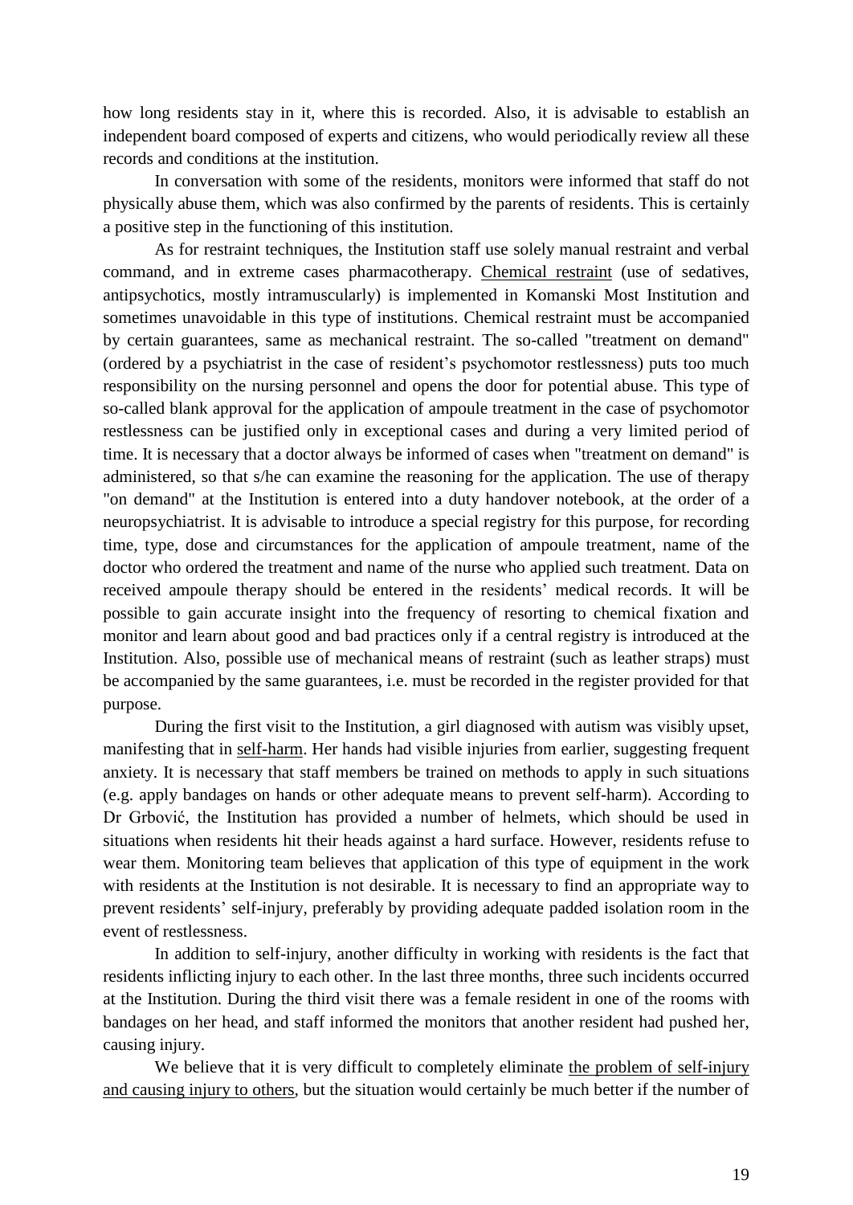how long residents stay in it, where this is recorded. Also, it is advisable to establish an independent board composed of experts and citizens, who would periodically review all these records and conditions at the institution.

In conversation with some of the residents, monitors were informed that staff do not physically abuse them, which was also confirmed by the parents of residents. This is certainly a positive step in the functioning of this institution.

As for restraint techniques, the Institution staff use solely manual restraint and verbal command, and in extreme cases pharmacotherapy. Chemical restraint (use of sedatives, antipsychotics, mostly intramuscularly) is implemented in Komanski Most Institution and sometimes unavoidable in this type of institutions. Chemical restraint must be accompanied by certain guarantees, same as mechanical restraint. The so-called "treatment on demand" (ordered by a psychiatrist in the case of resident's psychomotor restlessness) puts too much responsibility on the nursing personnel and opens the door for potential abuse. This type of so-called blank approval for the application of ampoule treatment in the case of psychomotor restlessness can be justified only in exceptional cases and during a very limited period of time. It is necessary that a doctor always be informed of cases when "treatment on demand" is administered, so that s/he can examine the reasoning for the application. The use of therapy "on demand" at the Institution is entered into a duty handover notebook, at the order of a neuropsychiatrist. It is advisable to introduce a special registry for this purpose, for recording time, type, dose and circumstances for the application of ampoule treatment, name of the doctor who ordered the treatment and name of the nurse who applied such treatment. Data on received ampoule therapy should be entered in the residents' medical records. It will be possible to gain accurate insight into the frequency of resorting to chemical fixation and monitor and learn about good and bad practices only if a central registry is introduced at the Institution. Also, possible use of mechanical means of restraint (such as leather straps) must be accompanied by the same guarantees, i.e. must be recorded in the register provided for that purpose.

During the first visit to the Institution, a girl diagnosed with autism was visibly upset, manifesting that in self-harm. Her hands had visible injuries from earlier, suggesting frequent anxiety. It is necessary that staff members be trained on methods to apply in such situations (e.g. apply bandages on hands or other adequate means to prevent self-harm). According to Dr Grbović, the Institution has provided a number of helmets, which should be used in situations when residents hit their heads against a hard surface. However, residents refuse to wear them. Monitoring team believes that application of this type of equipment in the work with residents at the Institution is not desirable. It is necessary to find an appropriate way to prevent residents' self-injury, preferably by providing adequate padded isolation room in the event of restlessness.

In addition to self-injury, another difficulty in working with residents is the fact that residents inflicting injury to each other. In the last three months, three such incidents occurred at the Institution. During the third visit there was a female resident in one of the rooms with bandages on her head, and staff informed the monitors that another resident had pushed her, causing injury.

We believe that it is very difficult to completely eliminate the problem of self-injury and causing injury to others, but the situation would certainly be much better if the number of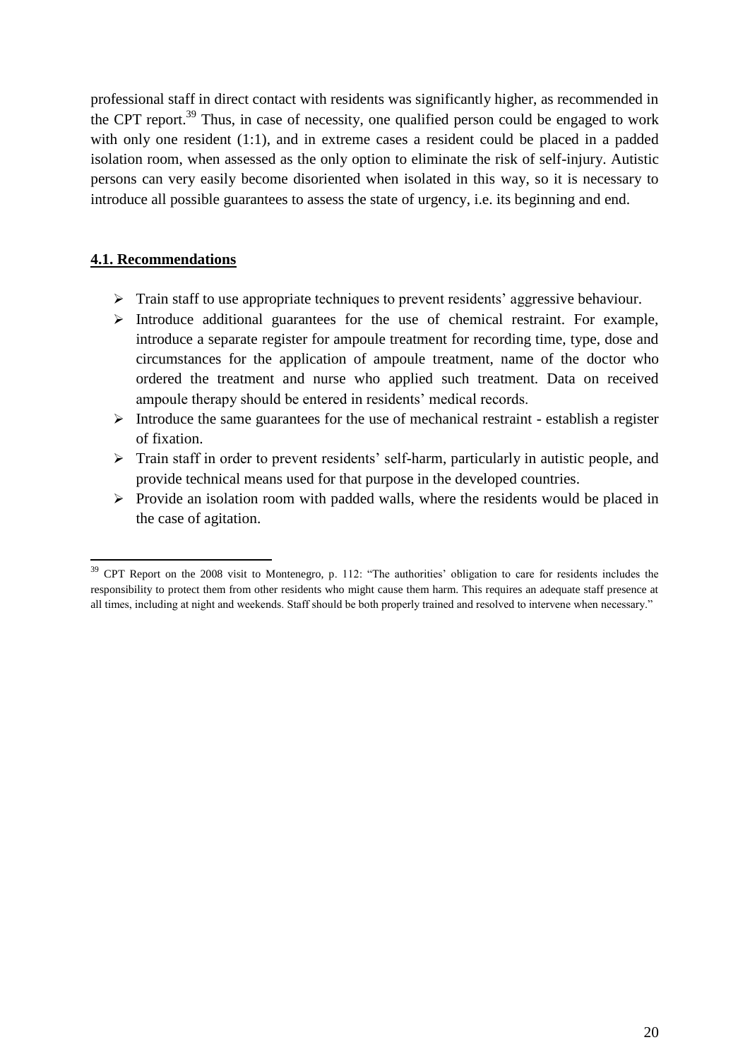professional staff in direct contact with residents was significantly higher, as recommended in the CPT report.[39] Thus, in case of necessity, one qualified person could be engaged to work with only one resident (1:1), and in extreme cases a resident could be placed in a padded isolation room, when assessed as the only option to eliminate the risk of self-injury. Autistic persons can very easily become disoriented when isolated in this way, so it is necessary to introduce all possible guarantees to assess the state of urgency, i.e. its beginning and end.

## 4.1. Recommendations

- Train staff to use appropriate techniques to prevent residents' aggressive behaviour.
- Introduce additional guarantees for the use of chemical restraint. For example, introduce a separate register for ampoule treatment for recording time, type, dose and circumstances for the application of ampoule treatment, name of the doctor who ordered the treatment and nurse who applied such treatment. Data on received ampoule therapy should be entered in residents' medical records.
- Introduce the same guarantees for the use of mechanical restraint - establish a register of fixation.
- Train staff in order to prevent residents' self-harm, particularly in autistic people, and provide technical means used for that purpose in the developed countries.
- Provide an isolation room with padded walls, where the residents would be placed in the case of agitation.

---

[39] CPT Report on the 2008 visit to Montenegro, p. 112: "The authorities' obligation to care for residents includes the responsibility to protect them from other residents who might cause them harm. This requires an adequate staff presence at all times, including at night and weekends. Staff should be both properly trained and resolved to intervene when necessary."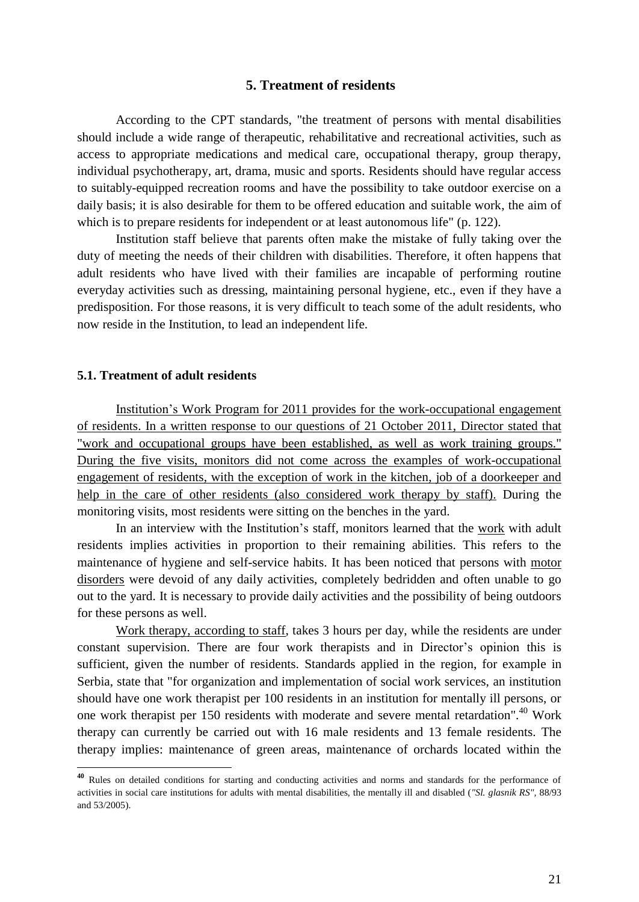## 5. Treatment of residents

According to the CPT standards, "the treatment of persons with mental disabilities should include a wide range of therapeutic, rehabilitative and recreational activities, such as access to appropriate medications and medical care, occupational therapy, group therapy, individual psychotherapy, art, drama, music and sports. Residents should have regular access to suitably-equipped recreation rooms and have the possibility to take outdoor exercise on a daily basis; it is also desirable for them to be offered education and suitable work, the aim of which is to prepare residents for independent or at least autonomous life" (p. 122).

Institution staff believe that parents often make the mistake of fully taking over the duty of meeting the needs of their children with disabilities. Therefore, it often happens that adult residents who have lived with their families are incapable of performing routine everyday activities such as dressing, maintaining personal hygiene, etc., even if they have a predisposition. For those reasons, it is very difficult to teach some of the adult residents, who now reside in the Institution, to lead an independent life.

### 5.1. Treatment of adult residents

<u>Institution's Work Program for 2011 provides for the work-occupational engagement of residents. In a written response to our questions of 21 October 2011, Director stated that "work and occupational groups have been established, as well as work training groups." During the five visits, monitors did not come across the examples of work-occupational engagement of residents, with the exception of work in the kitchen, job of a doorkeeper and help in the care of other residents (also considered work therapy by staff).</u> During the monitoring visits, most residents were sitting on the benches in the yard.

In an interview with the Institution's staff, monitors learned that the <u>work</u> with adult residents implies activities in proportion to their remaining abilities. This refers to the maintenance of hygiene and self-service habits. It has been noticed that persons with <u>motor disorders</u> were devoid of any daily activities, completely bedridden and often unable to go out to the yard. It is necessary to provide daily activities and the possibility of being outdoors for these persons as well.

<u>Work therapy, according to staff</u>, takes 3 hours per day, while the residents are under constant supervision. There are four work therapists and in Director's opinion this is sufficient, given the number of residents. Standards applied in the region, for example in Serbia, state that "for organization and implementation of social work services, an institution should have one work therapist per 100 residents in an institution for mentally ill persons, or one work therapist per 150 residents with moderate and severe mental retardation".[40] Work therapy can currently be carried out with 16 male residents and 13 female residents. The therapy implies: maintenance of green areas, maintenance of orchards located within the

---

[40] Rules on detailed conditions for starting and conducting activities and norms and standards for the performance of activities in social care institutions for adults with mental disabilities, the mentally ill and disabled (*"Sl. glasnik RS"*, 88/93 and 53/2005).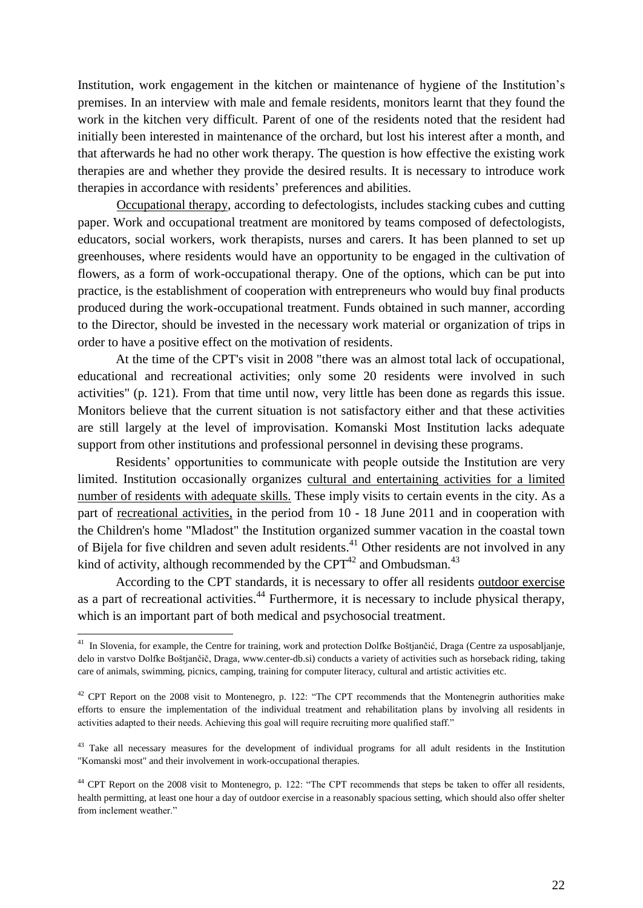Institution, work engagement in the kitchen or maintenance of hygiene of the Institution's premises. In an interview with male and female residents, monitors learnt that they found the work in the kitchen very difficult. Parent of one of the residents noted that the resident had initially been interested in maintenance of the orchard, but lost his interest after a month, and that afterwards he had no other work therapy. The question is how effective the existing work therapies are and whether they provide the desired results. It is necessary to introduce work therapies in accordance with residents' preferences and abilities.

Occupational therapy, according to defectologists, includes stacking cubes and cutting paper. Work and occupational treatment are monitored by teams composed of defectologists, educators, social workers, work therapists, nurses and carers. It has been planned to set up greenhouses, where residents would have an opportunity to be engaged in the cultivation of flowers, as a form of work-occupational therapy. One of the options, which can be put into practice, is the establishment of cooperation with entrepreneurs who would buy final products produced during the work-occupational treatment. Funds obtained in such manner, according to the Director, should be invested in the necessary work material or organization of trips in order to have a positive effect on the motivation of residents.

At the time of the CPT's visit in 2008 "there was an almost total lack of occupational, educational and recreational activities; only some 20 residents were involved in such activities" (p. 121). From that time until now, very little has been done as regards this issue. Monitors believe that the current situation is not satisfactory either and that these activities are still largely at the level of improvisation. Komanski Most Institution lacks adequate support from other institutions and professional personnel in devising these programs.

Residents' opportunities to communicate with people outside the Institution are very limited. Institution occasionally organizes cultural and entertaining activities for a limited number of residents with adequate skills. These imply visits to certain events in the city. As a part of recreational activities, in the period from 10 - 18 June 2011 and in cooperation with the Children's home "Mladost" the Institution organized summer vacation in the coastal town of Bijela for five children and seven adult residents.[41] Other residents are not involved in any kind of activity, although recommended by the CPT[42] and Ombudsman.[43]

According to the CPT standards, it is necessary to offer all residents outdoor exercise as a part of recreational activities.[44] Furthermore, it is necessary to include physical therapy, which is an important part of both medical and psychosocial treatment.

---

[41] In Slovenia, for example, the Centre for training, work and protection Dolfke Boštjančić, Draga (Centre za usposabljanje, delo in varstvo Dolfke Boštjančič, Draga, www.center-db.si) conducts a variety of activities such as horseback riding, taking care of animals, swimming, picnics, camping, training for computer literacy, cultural and artistic activities etc.

[42] CPT Report on the 2008 visit to Montenegro, p. 122: "The CPT recommends that the Montenegrin authorities make efforts to ensure the implementation of the individual treatment and rehabilitation plans by involving all residents in activities adapted to their needs. Achieving this goal will require recruiting more qualified staff."

[43] Take all necessary measures for the development of individual programs for all adult residents in the Institution "Komanski most" and their involvement in work-occupational therapies.

[44] CPT Report on the 2008 visit to Montenegro, p. 122: "The CPT recommends that steps be taken to offer all residents, health permitting, at least one hour a day of outdoor exercise in a reasonably spacious setting, which should also offer shelter from inclement weather."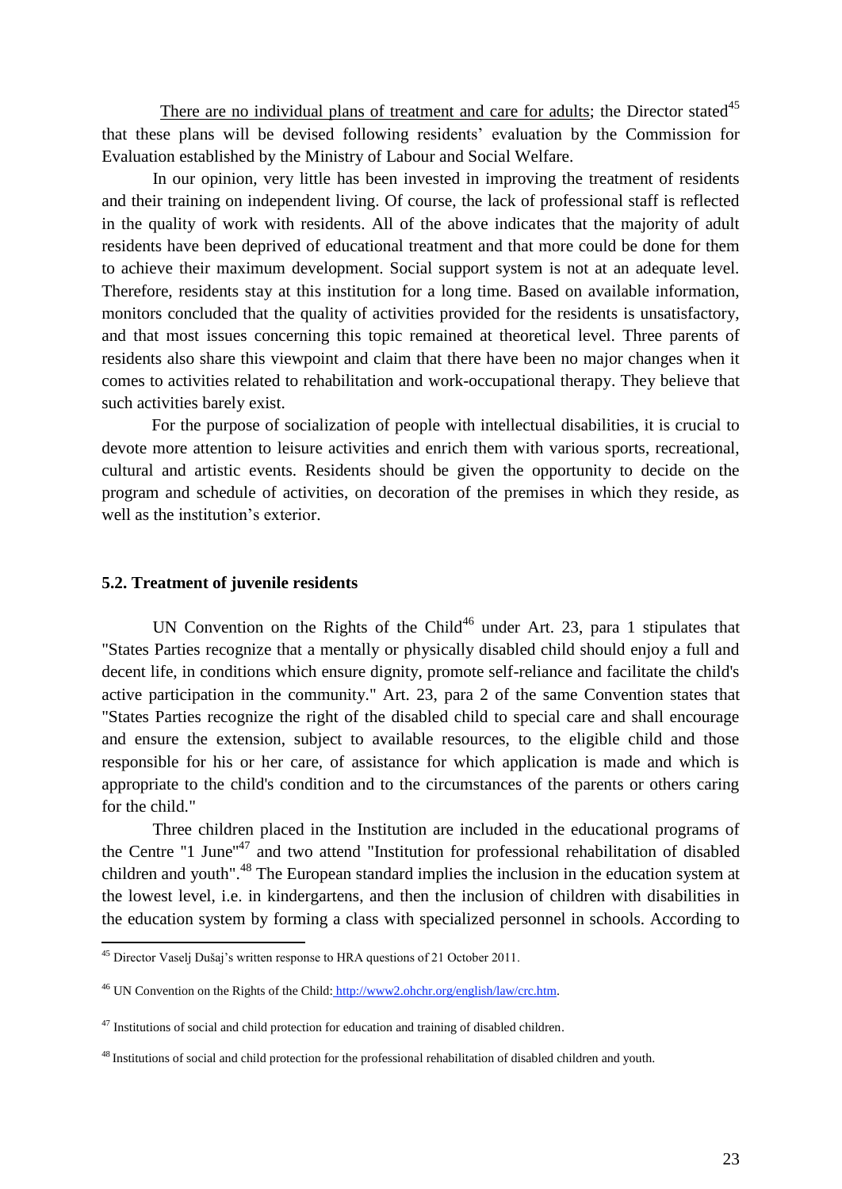There are no individual plans of treatment and care for adults; the Director stated[45] that these plans will be devised following residents' evaluation by the Commission for Evaluation established by the Ministry of Labour and Social Welfare.

In our opinion, very little has been invested in improving the treatment of residents and their training on independent living. Of course, the lack of professional staff is reflected in the quality of work with residents. All of the above indicates that the majority of adult residents have been deprived of educational treatment and that more could be done for them to achieve their maximum development. Social support system is not at an adequate level. Therefore, residents stay at this institution for a long time. Based on available information, monitors concluded that the quality of activities provided for the residents is unsatisfactory, and that most issues concerning this topic remained at theoretical level. Three parents of residents also share this viewpoint and claim that there have been no major changes when it comes to activities related to rehabilitation and work-occupational therapy. They believe that such activities barely exist.

For the purpose of socialization of people with intellectual disabilities, it is crucial to devote more attention to leisure activities and enrich them with various sports, recreational, cultural and artistic events. Residents should be given the opportunity to decide on the program and schedule of activities, on decoration of the premises in which they reside, as well as the institution's exterior.

### 5.2. Treatment of juvenile residents

UN Convention on the Rights of the Child[46] under Art. 23, para 1 stipulates that "States Parties recognize that a mentally or physically disabled child should enjoy a full and decent life, in conditions which ensure dignity, promote self-reliance and facilitate the child's active participation in the community." Art. 23, para 2 of the same Convention states that "States Parties recognize the right of the disabled child to special care and shall encourage and ensure the extension, subject to available resources, to the eligible child and those responsible for his or her care, of assistance for which application is made and which is appropriate to the child's condition and to the circumstances of the parents or others caring for the child."

Three children placed in the Institution are included in the educational programs of the Centre "1 June"[47] and two attend "Institution for professional rehabilitation of disabled children and youth".[48] The European standard implies the inclusion in the education system at the lowest level, i.e. in kindergartens, and then the inclusion of children with disabilities in the education system by forming a class with specialized personnel in schools. According to

---

[45] Director Vaselj Dušaj's written response to HRA questions of 21 October 2011.

[46] UN Convention on the Rights of the Child: http://www2.ohchr.org/english/law/crc.htm.

[47] Institutions of social and child protection for education and training of disabled children.

[48] Institutions of social and child protection for the professional rehabilitation of disabled children and youth.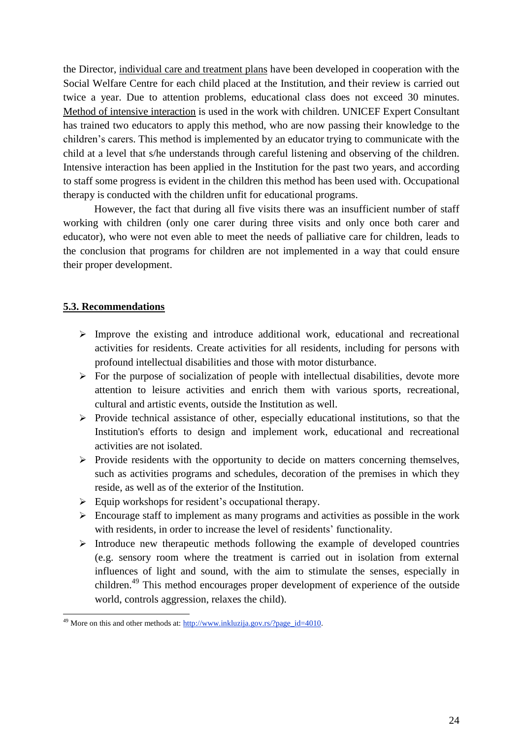the Director, individual care and treatment plans have been developed in cooperation with the Social Welfare Centre for each child placed at the Institution, and their review is carried out twice a year. Due to attention problems, educational class does not exceed 30 minutes. Method of intensive interaction is used in the work with children. UNICEF Expert Consultant has trained two educators to apply this method, who are now passing their knowledge to the children's carers. This method is implemented by an educator trying to communicate with the child at a level that s/he understands through careful listening and observing of the children. Intensive interaction has been applied in the Institution for the past two years, and according to staff some progress is evident in the children this method has been used with. Occupational therapy is conducted with the children unfit for educational programs.

However, the fact that during all five visits there was an insufficient number of staff working with children (only one carer during three visits and only once both carer and educator), who were not even able to meet the needs of palliative care for children, leads to the conclusion that programs for children are not implemented in a way that could ensure their proper development.

## 5.3. Recommendations

- Improve the existing and introduce additional work, educational and recreational activities for residents. Create activities for all residents, including for persons with profound intellectual disabilities and those with motor disturbance.
- For the purpose of socialization of people with intellectual disabilities, devote more attention to leisure activities and enrich them with various sports, recreational, cultural and artistic events, outside the Institution as well.
- Provide technical assistance of other, especially educational institutions, so that the Institution's efforts to design and implement work, educational and recreational activities are not isolated.
- Provide residents with the opportunity to decide on matters concerning themselves, such as activities programs and schedules, decoration of the premises in which they reside, as well as of the exterior of the Institution.
- Equip workshops for resident's occupational therapy.
- Encourage staff to implement as many programs and activities as possible in the work with residents, in order to increase the level of residents' functionality.
- Introduce new therapeutic methods following the example of developed countries (e.g. sensory room where the treatment is carried out in isolation from external influences of light and sound, with the aim to stimulate the senses, especially in children.[49] This method encourages proper development of experience of the outside world, controls aggression, relaxes the child).

[49] More on this and other methods at: http://www.inkluzija.gov.rs/?page_id=4010.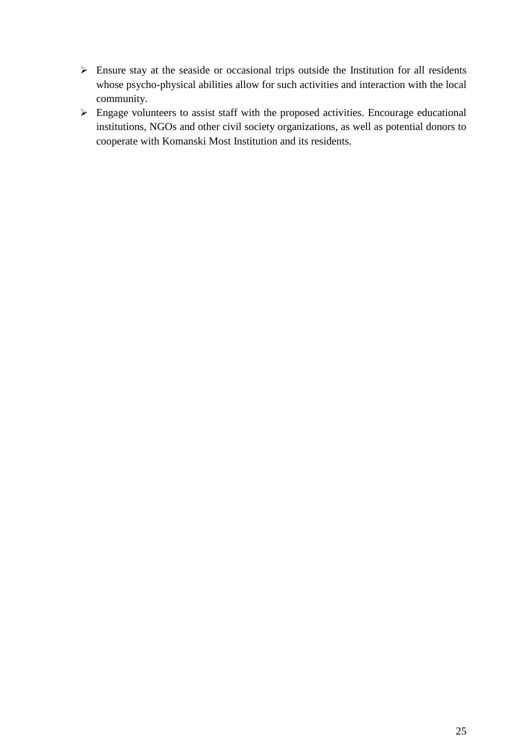- Ensure stay at the seaside or occasional trips outside the Institution for all residents whose psycho-physical abilities allow for such activities and interaction with the local community.
- Engage volunteers to assist staff with the proposed activities. Encourage educational institutions, NGOs and other civil society organizations, as well as potential donors to cooperate with Komanski Most Institution and its residents.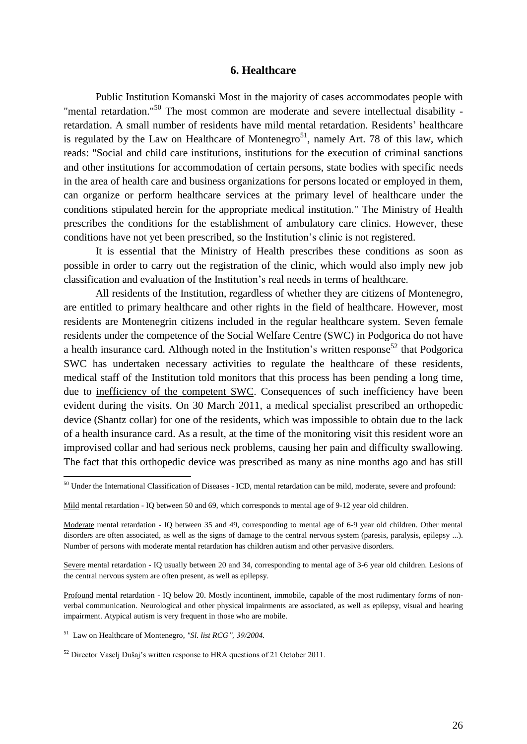## 6. Healthcare

Public Institution Komanski Most in the majority of cases accommodates people with "mental retardation."[50] The most common are moderate and severe intellectual disability - retardation. A small number of residents have mild mental retardation. Residents' healthcare is regulated by the Law on Healthcare of Montenegro[51], namely Art. 78 of this law, which reads: "Social and child care institutions, institutions for the execution of criminal sanctions and other institutions for accommodation of certain persons, state bodies with specific needs in the area of health care and business organizations for persons located or employed in them, can organize or perform healthcare services at the primary level of healthcare under the conditions stipulated herein for the appropriate medical institution." The Ministry of Health prescribes the conditions for the establishment of ambulatory care clinics. However, these conditions have not yet been prescribed, so the Institution's clinic is not registered.

It is essential that the Ministry of Health prescribes these conditions as soon as possible in order to carry out the registration of the clinic, which would also imply new job classification and evaluation of the Institution's real needs in terms of healthcare.

All residents of the Institution, regardless of whether they are citizens of Montenegro, are entitled to primary healthcare and other rights in the field of healthcare. However, most residents are Montenegrin citizens included in the regular healthcare system. Seven female residents under the competence of the Social Welfare Centre (SWC) in Podgorica do not have a health insurance card. Although noted in the Institution's written response[52] that Podgorica SWC has undertaken necessary activities to regulate the healthcare of these residents, medical staff of the Institution told monitors that this process has been pending a long time, due to <u>inefficiency of the competent SWC</u>. Consequences of such inefficiency have been evident during the visits. On 30 March 2011, a medical specialist prescribed an orthopedic device (Shantz collar) for one of the residents, which was impossible to obtain due to the lack of a health insurance card. As a result, at the time of the monitoring visit this resident wore an improvised collar and had serious neck problems, causing her pain and difficulty swallowing. The fact that this orthopedic device was prescribed as many as nine months ago and has still

---

[50] Under the International Classification of Diseases - ICD, mental retardation can be mild, moderate, severe and profound:

<u>Mild</u> mental retardation - IQ between 50 and 69, which corresponds to mental age of 9-12 year old children.

<u>Moderate</u> mental retardation - IQ between 35 and 49, corresponding to mental age of 6-9 year old children. Other mental disorders are often associated, as well as the signs of damage to the central nervous system (paresis, paralysis, epilepsy ...). Number of persons with moderate mental retardation has children autism and other pervasive disorders.

<u>Severe</u> mental retardation - IQ usually between 20 and 34, corresponding to mental age of 3-6 year old children. Lesions of the central nervous system are often present, as well as epilepsy.

<u>Profound</u> mental retardation - IQ below 20. Mostly incontinent, immobile, capable of the most rudimentary forms of non-verbal communication. Neurological and other physical impairments are associated, as well as epilepsy, visual and hearing impairment. Atypical autism is very frequent in those who are mobile.

[51] Law on Healthcare of Montenegro, *"Sl. list RCG", 39/2004.*

[52] Director Vaselj Dušaj's written response to HRA questions of 21 October 2011.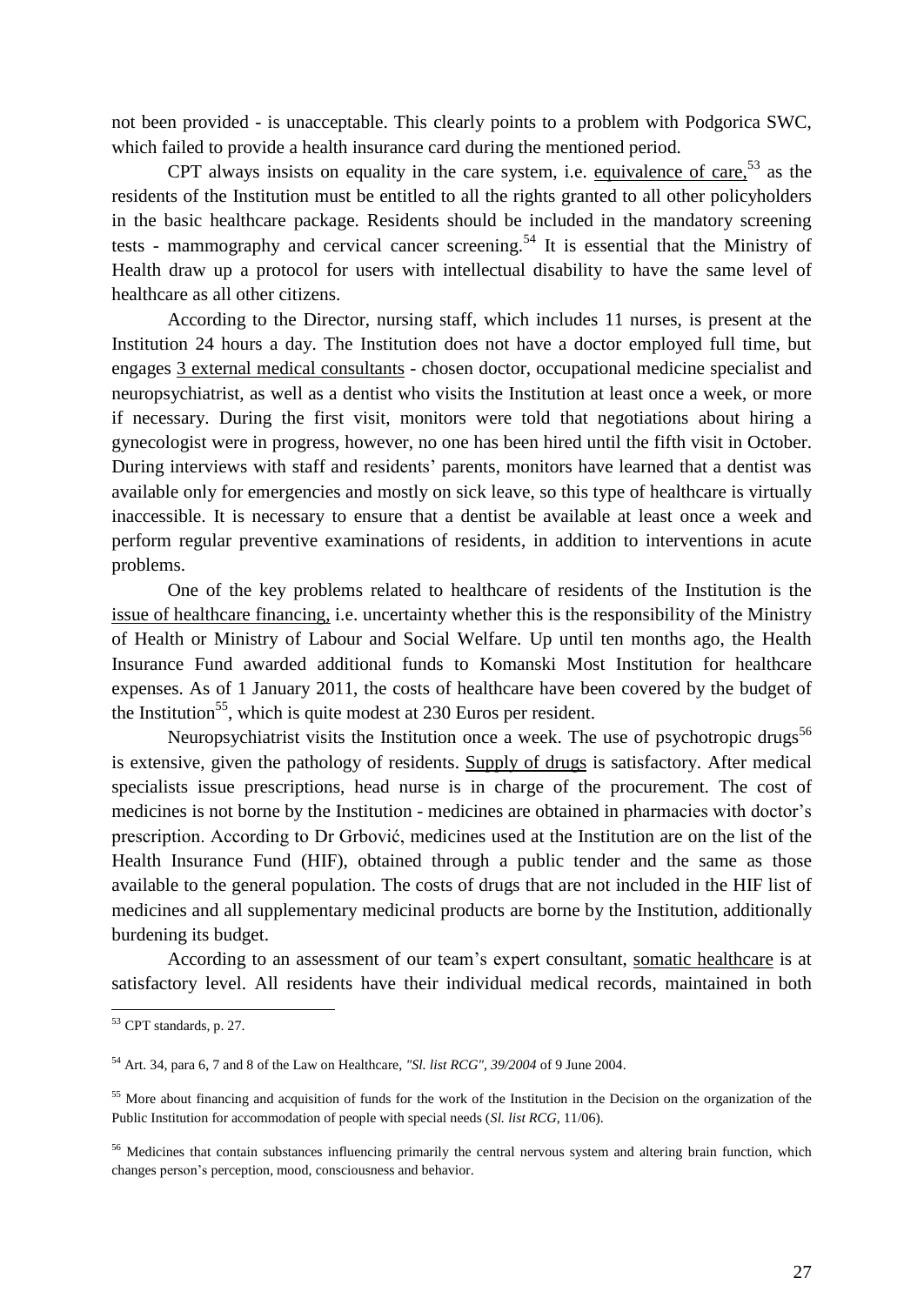not been provided - is unacceptable. This clearly points to a problem with Podgorica SWC, which failed to provide a health insurance card during the mentioned period.

CPT always insists on equality in the care system, i.e. equivalence of care,[53] as the residents of the Institution must be entitled to all the rights granted to all other policyholders in the basic healthcare package. Residents should be included in the mandatory screening tests - mammography and cervical cancer screening.[54] It is essential that the Ministry of Health draw up a protocol for users with intellectual disability to have the same level of healthcare as all other citizens.

According to the Director, nursing staff, which includes 11 nurses, is present at the Institution 24 hours a day. The Institution does not have a doctor employed full time, but engages 3 external medical consultants - chosen doctor, occupational medicine specialist and neuropsychiatrist, as well as a dentist who visits the Institution at least once a week, or more if necessary. During the first visit, monitors were told that negotiations about hiring a gynecologist were in progress, however, no one has been hired until the fifth visit in October. During interviews with staff and residents' parents, monitors have learned that a dentist was available only for emergencies and mostly on sick leave, so this type of healthcare is virtually inaccessible. It is necessary to ensure that a dentist be available at least once a week and perform regular preventive examinations of residents, in addition to interventions in acute problems.

One of the key problems related to healthcare of residents of the Institution is the issue of healthcare financing, i.e. uncertainty whether this is the responsibility of the Ministry of Health or Ministry of Labour and Social Welfare. Up until ten months ago, the Health Insurance Fund awarded additional funds to Komanski Most Institution for healthcare expenses. As of 1 January 2011, the costs of healthcare have been covered by the budget of the Institution[55], which is quite modest at 230 Euros per resident.

Neuropsychiatrist visits the Institution once a week. The use of psychotropic drugs[56] is extensive, given the pathology of residents. Supply of drugs is satisfactory. After medical specialists issue prescriptions, head nurse is in charge of the procurement. The cost of medicines is not borne by the Institution - medicines are obtained in pharmacies with doctor's prescription. According to Dr Grbović, medicines used at the Institution are on the list of the Health Insurance Fund (HIF), obtained through a public tender and the same as those available to the general population. The costs of drugs that are not included in the HIF list of medicines and all supplementary medicinal products are borne by the Institution, additionally burdening its budget.

According to an assessment of our team's expert consultant, somatic healthcare is at satisfactory level. All residents have their individual medical records, maintained in both

---

[53] CPT standards, p. 27.

[54] Art. 34, para 6, 7 and 8 of the Law on Healthcare, *"Sl. list RCG", 39/2004* of 9 June 2004.

[55] More about financing and acquisition of funds for the work of the Institution in the Decision on the organization of the Public Institution for accommodation of people with special needs (*Sl. list RCG*, 11/06).

[56] Medicines that contain substances influencing primarily the central nervous system and altering brain function, which changes person's perception, mood, consciousness and behavior.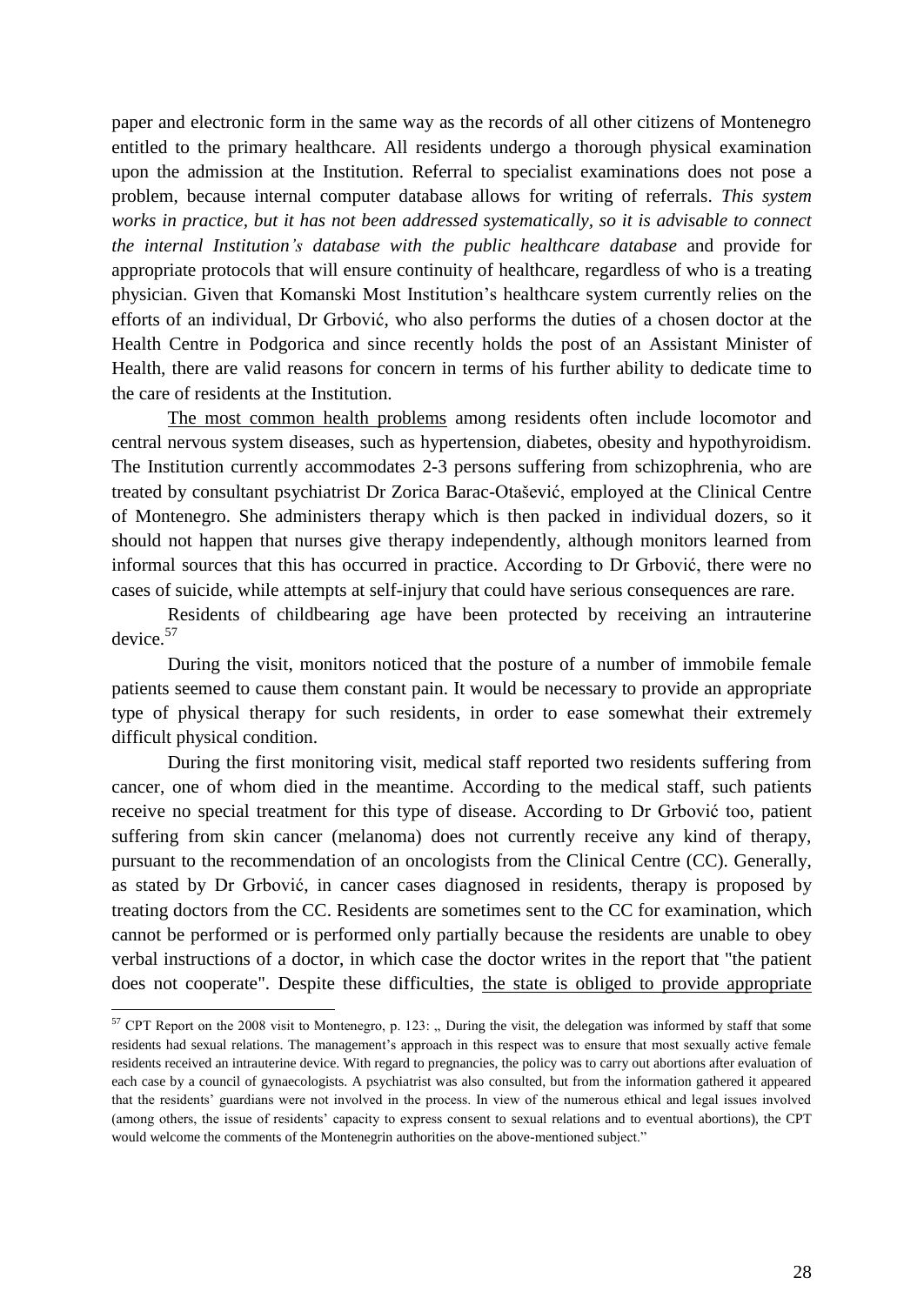paper and electronic form in the same way as the records of all other citizens of Montenegro entitled to the primary healthcare. All residents undergo a thorough physical examination upon the admission at the Institution. Referral to specialist examinations does not pose a problem, because internal computer database allows for writing of referrals. *This system works in practice, but it has not been addressed systematically, so it is advisable to connect the internal Institution's database with the public healthcare database* and provide for appropriate protocols that will ensure continuity of healthcare, regardless of who is a treating physician. Given that Komanski Most Institution's healthcare system currently relies on the efforts of an individual, Dr Grbović, who also performs the duties of a chosen doctor at the Health Centre in Podgorica and since recently holds the post of an Assistant Minister of Health, there are valid reasons for concern in terms of his further ability to dedicate time to the care of residents at the Institution.

The most common health problems among residents often include locomotor and central nervous system diseases, such as hypertension, diabetes, obesity and hypothyroidism. The Institution currently accommodates 2-3 persons suffering from schizophrenia, who are treated by consultant psychiatrist Dr Zorica Barac-Otašević, employed at the Clinical Centre of Montenegro. She administers therapy which is then packed in individual dozers, so it should not happen that nurses give therapy independently, although monitors learned from informal sources that this has occurred in practice. According to Dr Grbović, there were no cases of suicide, while attempts at self-injury that could have serious consequences are rare.

Residents of childbearing age have been protected by receiving an intrauterine device.[57]

During the visit, monitors noticed that the posture of a number of immobile female patients seemed to cause them constant pain. It would be necessary to provide an appropriate type of physical therapy for such residents, in order to ease somewhat their extremely difficult physical condition.

During the first monitoring visit, medical staff reported two residents suffering from cancer, one of whom died in the meantime. According to the medical staff, such patients receive no special treatment for this type of disease. According to Dr Grbović too, patient suffering from skin cancer (melanoma) does not currently receive any kind of therapy, pursuant to the recommendation of an oncologists from the Clinical Centre (CC). Generally, as stated by Dr Grbović, in cancer cases diagnosed in residents, therapy is proposed by treating doctors from the CC. Residents are sometimes sent to the CC for examination, which cannot be performed or is performed only partially because the residents are unable to obey verbal instructions of a doctor, in which case the doctor writes in the report that "the patient does not cooperate". Despite these difficulties, the state is obliged to provide appropriate

[57] CPT Report on the 2008 visit to Montenegro, p. 123: „ During the visit, the delegation was informed by staff that some residents had sexual relations. The management's approach in this respect was to ensure that most sexually active female residents received an intrauterine device. With regard to pregnancies, the policy was to carry out abortions after evaluation of each case by a council of gynaecologists. A psychiatrist was also consulted, but from the information gathered it appeared that the residents' guardians were not involved in the process. In view of the numerous ethical and legal issues involved (among others, the issue of residents' capacity to express consent to sexual relations and to eventual abortions), the CPT would welcome the comments of the Montenegrin authorities on the above-mentioned subject."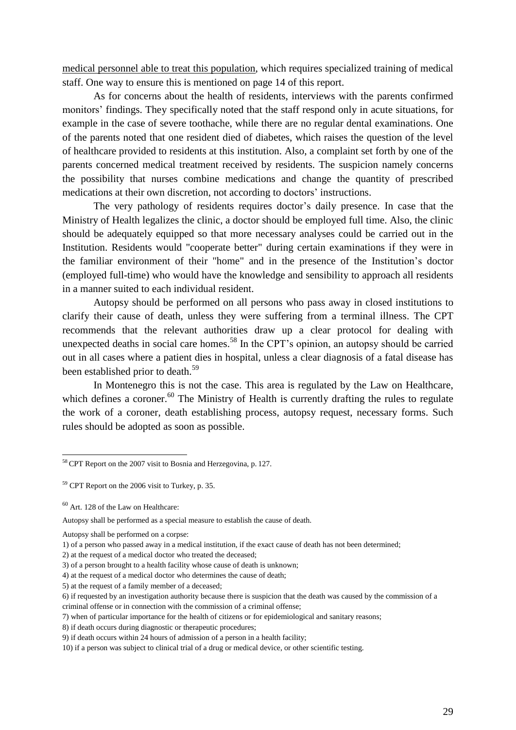medical personnel able to treat this population, which requires specialized training of medical staff. One way to ensure this is mentioned on page 14 of this report.

As for concerns about the health of residents, interviews with the parents confirmed monitors' findings. They specifically noted that the staff respond only in acute situations, for example in the case of severe toothache, while there are no regular dental examinations. One of the parents noted that one resident died of diabetes, which raises the question of the level of healthcare provided to residents at this institution. Also, a complaint set forth by one of the parents concerned medical treatment received by residents. The suspicion namely concerns the possibility that nurses combine medications and change the quantity of prescribed medications at their own discretion, not according to doctors' instructions.

The very pathology of residents requires doctor's daily presence. In case that the Ministry of Health legalizes the clinic, a doctor should be employed full time. Also, the clinic should be adequately equipped so that more necessary analyses could be carried out in the Institution. Residents would "cooperate better" during certain examinations if they were in the familiar environment of their "home" and in the presence of the Institution's doctor (employed full-time) who would have the knowledge and sensibility to approach all residents in a manner suited to each individual resident.

Autopsy should be performed on all persons who pass away in closed institutions to clarify their cause of death, unless they were suffering from a terminal illness. The CPT recommends that the relevant authorities draw up a clear protocol for dealing with unexpected deaths in social care homes.[58] In the CPT's opinion, an autopsy should be carried out in all cases where a patient dies in hospital, unless a clear diagnosis of a fatal disease has been established prior to death.[59]

In Montenegro this is not the case. This area is regulated by the Law on Healthcare, which defines a coroner.[60] The Ministry of Health is currently drafting the rules to regulate the work of a coroner, death establishing process, autopsy request, necessary forms. Such rules should be adopted as soon as possible.

---

[58] CPT Report on the 2007 visit to Bosnia and Herzegovina, p. 127.

[59] CPT Report on the 2006 visit to Turkey, p. 35.

[60] Art. 128 of the Law on Healthcare:

Autopsy shall be performed as a special measure to establish the cause of death.

Autopsy shall be performed on a corpse:

1) of a person who passed away in a medical institution, if the exact cause of death has not been determined;
2) at the request of a medical doctor who treated the deceased;
3) of a person brought to a health facility whose cause of death is unknown;
4) at the request of a medical doctor who determines the cause of death;
5) at the request of a family member of a deceased;
6) if requested by an investigation authority because there is suspicion that the death was caused by the commission of a criminal offense or in connection with the commission of a criminal offense;
7) when of particular importance for the health of citizens or for epidemiological and sanitary reasons;
8) if death occurs during diagnostic or therapeutic procedures;
9) if death occurs within 24 hours of admission of a person in a health facility;
10) if a person was subject to clinical trial of a drug or medical device, or other scientific testing.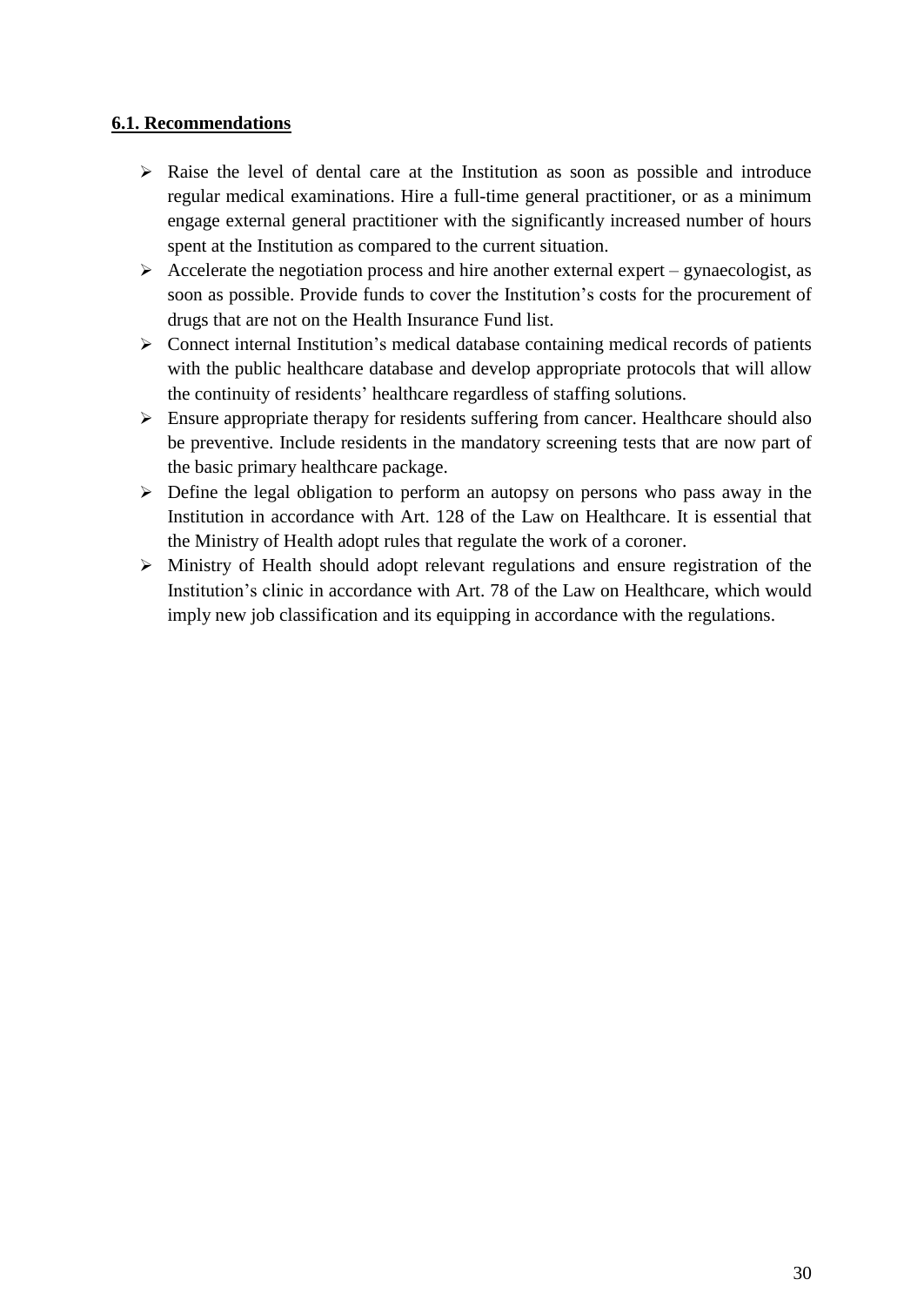## 6.1. Recommendations

- Raise the level of dental care at the Institution as soon as possible and introduce regular medical examinations. Hire a full-time general practitioner, or as a minimum engage external general practitioner with the significantly increased number of hours spent at the Institution as compared to the current situation.
- Accelerate the negotiation process and hire another external expert – gynaecologist, as soon as possible. Provide funds to cover the Institution's costs for the procurement of drugs that are not on the Health Insurance Fund list.
- Connect internal Institution's medical database containing medical records of patients with the public healthcare database and develop appropriate protocols that will allow the continuity of residents' healthcare regardless of staffing solutions.
- Ensure appropriate therapy for residents suffering from cancer. Healthcare should also be preventive. Include residents in the mandatory screening tests that are now part of the basic primary healthcare package.
- Define the legal obligation to perform an autopsy on persons who pass away in the Institution in accordance with Art. 128 of the Law on Healthcare. It is essential that the Ministry of Health adopt rules that regulate the work of a coroner.
- Ministry of Health should adopt relevant regulations and ensure registration of the Institution's clinic in accordance with Art. 78 of the Law on Healthcare, which would imply new job classification and its equipping in accordance with the regulations.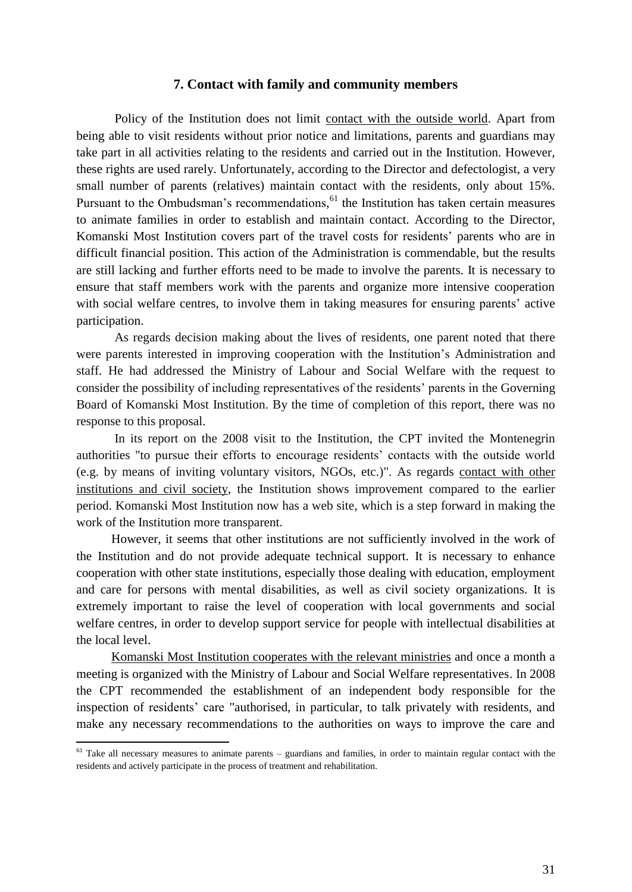## 7. Contact with family and community members

Policy of the Institution does not limit contact with the outside world. Apart from being able to visit residents without prior notice and limitations, parents and guardians may take part in all activities relating to the residents and carried out in the Institution. However, these rights are used rarely. Unfortunately, according to the Director and defectologist, a very small number of parents (relatives) maintain contact with the residents, only about 15%. Pursuant to the Ombudsman's recommendations,[61] the Institution has taken certain measures to animate families in order to establish and maintain contact. According to the Director, Komanski Most Institution covers part of the travel costs for residents' parents who are in difficult financial position. This action of the Administration is commendable, but the results are still lacking and further efforts need to be made to involve the parents. It is necessary to ensure that staff members work with the parents and organize more intensive cooperation with social welfare centres, to involve them in taking measures for ensuring parents' active participation.

As regards decision making about the lives of residents, one parent noted that there were parents interested in improving cooperation with the Institution's Administration and staff. He had addressed the Ministry of Labour and Social Welfare with the request to consider the possibility of including representatives of the residents' parents in the Governing Board of Komanski Most Institution. By the time of completion of this report, there was no response to this proposal.

In its report on the 2008 visit to the Institution, the CPT invited the Montenegrin authorities "to pursue their efforts to encourage residents' contacts with the outside world (e.g. by means of inviting voluntary visitors, NGOs, etc.)". As regards contact with other institutions and civil society, the Institution shows improvement compared to the earlier period. Komanski Most Institution now has a web site, which is a step forward in making the work of the Institution more transparent.

However, it seems that other institutions are not sufficiently involved in the work of the Institution and do not provide adequate technical support. It is necessary to enhance cooperation with other state institutions, especially those dealing with education, employment and care for persons with mental disabilities, as well as civil society organizations. It is extremely important to raise the level of cooperation with local governments and social welfare centres, in order to develop support service for people with intellectual disabilities at the local level.

Komanski Most Institution cooperates with the relevant ministries and once a month a meeting is organized with the Ministry of Labour and Social Welfare representatives. In 2008 the CPT recommended the establishment of an independent body responsible for the inspection of residents' care "authorised, in particular, to talk privately with residents, and make any necessary recommendations to the authorities on ways to improve the care and

---

[61] Take all necessary measures to animate parents – guardians and families, in order to maintain regular contact with the residents and actively participate in the process of treatment and rehabilitation.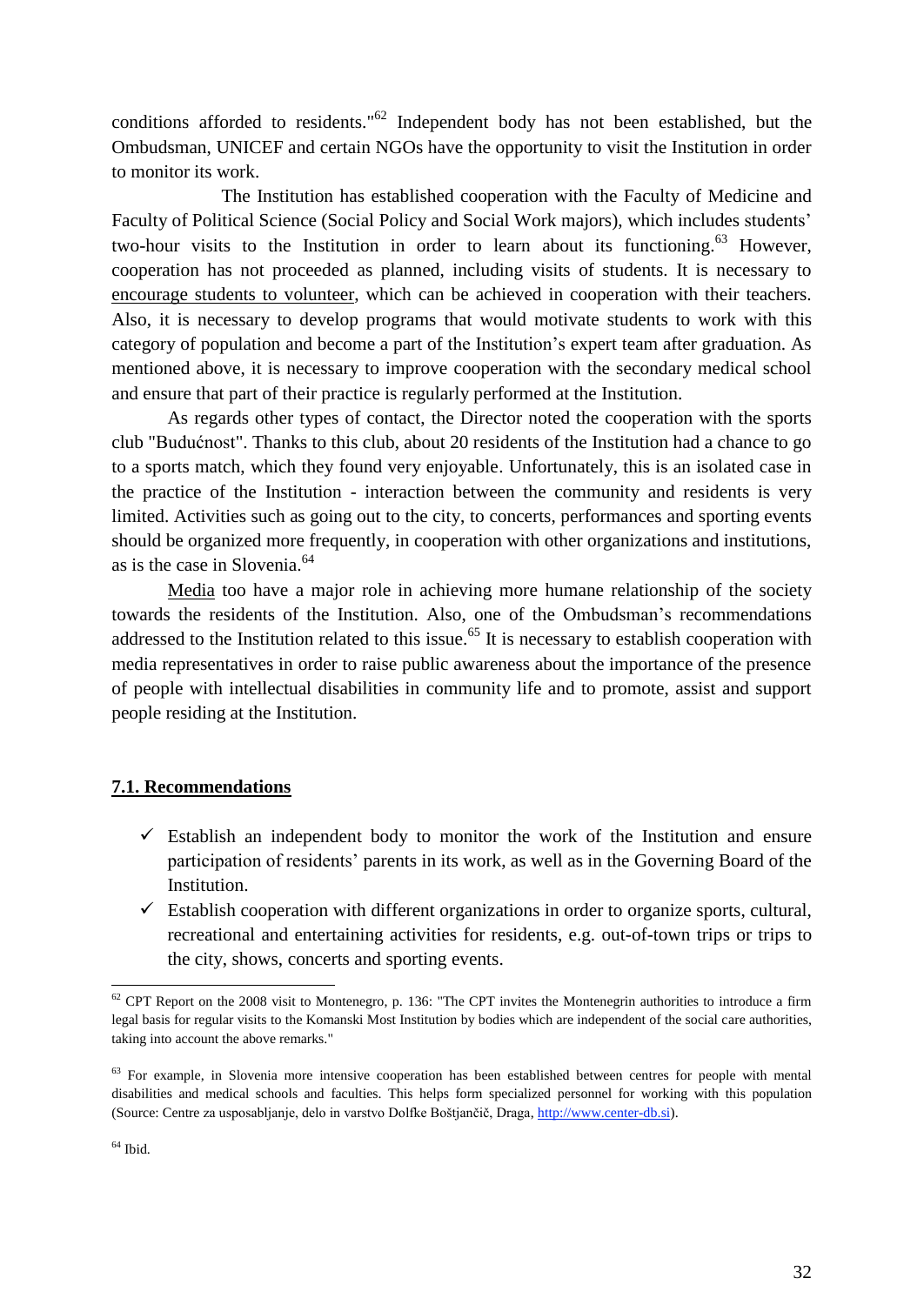conditions afforded to residents."[62] Independent body has not been established, but the Ombudsman, UNICEF and certain NGOs have the opportunity to visit the Institution in order to monitor its work.

The Institution has established cooperation with the Faculty of Medicine and Faculty of Political Science (Social Policy and Social Work majors), which includes students' two-hour visits to the Institution in order to learn about its functioning.[63] However, cooperation has not proceeded as planned, including visits of students. It is necessary to encourage students to volunteer, which can be achieved in cooperation with their teachers. Also, it is necessary to develop programs that would motivate students to work with this category of population and become a part of the Institution's expert team after graduation. As mentioned above, it is necessary to improve cooperation with the secondary medical school and ensure that part of their practice is regularly performed at the Institution.

As regards other types of contact, the Director noted the cooperation with the sports club "Budućnost". Thanks to this club, about 20 residents of the Institution had a chance to go to a sports match, which they found very enjoyable. Unfortunately, this is an isolated case in the practice of the Institution - interaction between the community and residents is very limited. Activities such as going out to the city, to concerts, performances and sporting events should be organized more frequently, in cooperation with other organizations and institutions, as is the case in Slovenia.[64]

Media too have a major role in achieving more humane relationship of the society towards the residents of the Institution. Also, one of the Ombudsman's recommendations addressed to the Institution related to this issue.[65] It is necessary to establish cooperation with media representatives in order to raise public awareness about the importance of the presence of people with intellectual disabilities in community life and to promote, assist and support people residing at the Institution.

## 7.1. Recommendations

- ✓ Establish an independent body to monitor the work of the Institution and ensure participation of residents' parents in its work, as well as in the Governing Board of the Institution.
- ✓ Establish cooperation with different organizations in order to organize sports, cultural, recreational and entertaining activities for residents, e.g. out-of-town trips or trips to the city, shows, concerts and sporting events.

---

[62] CPT Report on the 2008 visit to Montenegro, p. 136: "The CPT invites the Montenegrin authorities to introduce a firm legal basis for regular visits to the Komanski Most Institution by bodies which are independent of the social care authorities, taking into account the above remarks."

[63] For example, in Slovenia more intensive cooperation has been established between centres for people with mental disabilities and medical schools and faculties. This helps form specialized personnel for working with this population (Source: Centre za usposabljanje, delo in varstvo Dolfke Boštjančič, Draga, http://www.center-db.si).

[64] Ibid.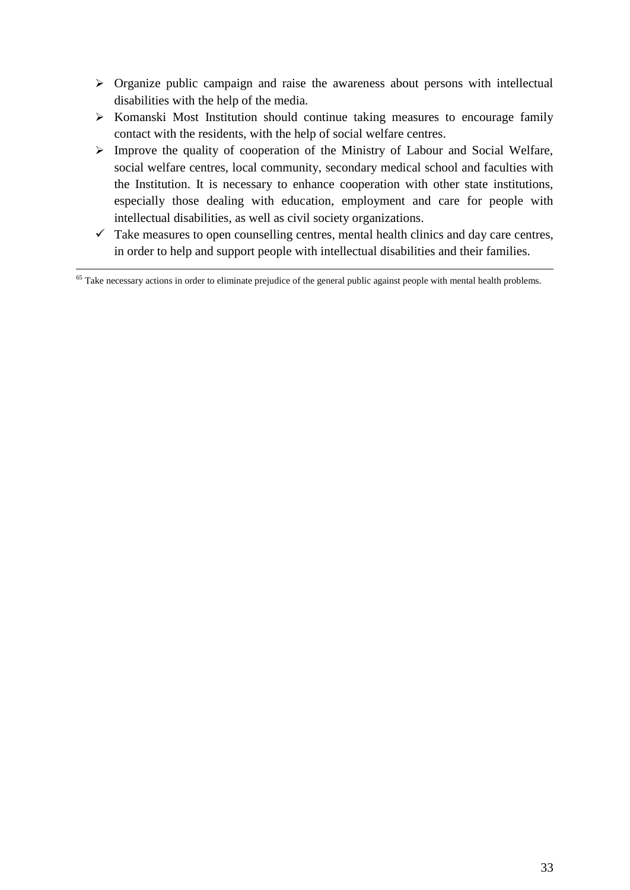- Organize public campaign and raise the awareness about persons with intellectual disabilities with the help of the media.
- Komanski Most Institution should continue taking measures to encourage family contact with the residents, with the help of social welfare centres.
- Improve the quality of cooperation of the Ministry of Labour and Social Welfare, social welfare centres, local community, secondary medical school and faculties with the Institution. It is necessary to enhance cooperation with other state institutions, especially those dealing with education, employment and care for people with intellectual disabilities, as well as civil society organizations.
- ✓ Take measures to open counselling centres, mental health clinics and day care centres, in order to help and support people with intellectual disabilities and their families.

---

[65] Take necessary actions in order to eliminate prejudice of the general public against people with mental health problems.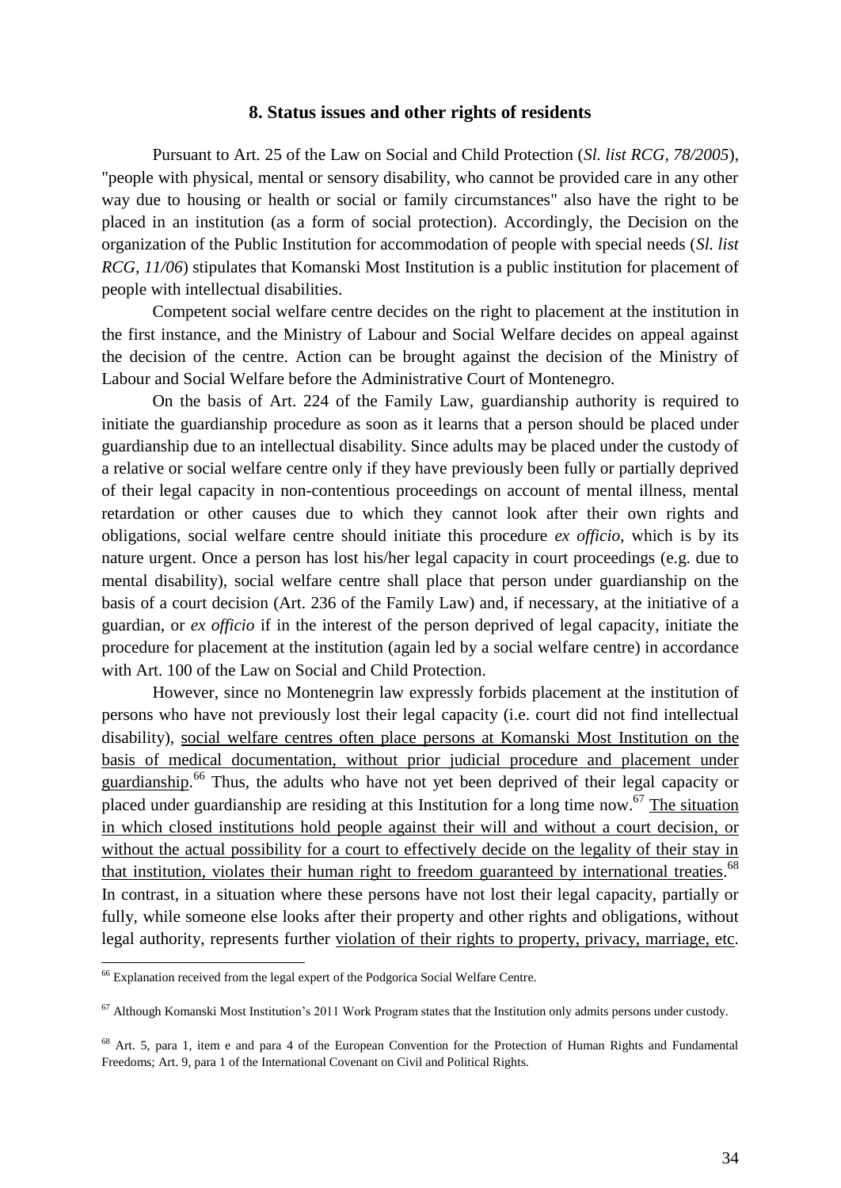## 8. Status issues and other rights of residents

Pursuant to Art. 25 of the Law on Social and Child Protection (*Sl. list RCG, 78/2005*), "people with physical, mental or sensory disability, who cannot be provided care in any other way due to housing or health or social or family circumstances" also have the right to be placed in an institution (as a form of social protection). Accordingly, the Decision on the organization of the Public Institution for accommodation of people with special needs (*Sl. list RCG, 11/06*) stipulates that Komanski Most Institution is a public institution for placement of people with intellectual disabilities.

Competent social welfare centre decides on the right to placement at the institution in the first instance, and the Ministry of Labour and Social Welfare decides on appeal against the decision of the centre. Action can be brought against the decision of the Ministry of Labour and Social Welfare before the Administrative Court of Montenegro.

On the basis of Art. 224 of the Family Law, guardianship authority is required to initiate the guardianship procedure as soon as it learns that a person should be placed under guardianship due to an intellectual disability. Since adults may be placed under the custody of a relative or social welfare centre only if they have previously been fully or partially deprived of their legal capacity in non-contentious proceedings on account of mental illness, mental retardation or other causes due to which they cannot look after their own rights and obligations, social welfare centre should initiate this procedure *ex officio*, which is by its nature urgent. Once a person has lost his/her legal capacity in court proceedings (e.g. due to mental disability), social welfare centre shall place that person under guardianship on the basis of a court decision (Art. 236 of the Family Law) and, if necessary, at the initiative of a guardian, or *ex officio* if in the interest of the person deprived of legal capacity, initiate the procedure for placement at the institution (again led by a social welfare centre) in accordance with Art. 100 of the Law on Social and Child Protection.

However, since no Montenegrin law expressly forbids placement at the institution of persons who have not previously lost their legal capacity (i.e. court did not find intellectual disability), social welfare centres often place persons at Komanski Most Institution on the basis of medical documentation, without prior judicial procedure and placement under guardianship.[66] Thus, the adults who have not yet been deprived of their legal capacity or placed under guardianship are residing at this Institution for a long time now.[67] The situation in which closed institutions hold people against their will and without a court decision, or without the actual possibility for a court to effectively decide on the legality of their stay in that institution, violates their human right to freedom guaranteed by international treaties.[68] In contrast, in a situation where these persons have not lost their legal capacity, partially or fully, while someone else looks after their property and other rights and obligations, without legal authority, represents further violation of their rights to property, privacy, marriage, etc.

---

[66] Explanation received from the legal expert of the Podgorica Social Welfare Centre.

[67] Although Komanski Most Institution's 2011 Work Program states that the Institution only admits persons under custody.

[68] Art. 5, para 1, item e and para 4 of the European Convention for the Protection of Human Rights and Fundamental Freedoms; Art. 9, para 1 of the International Covenant on Civil and Political Rights.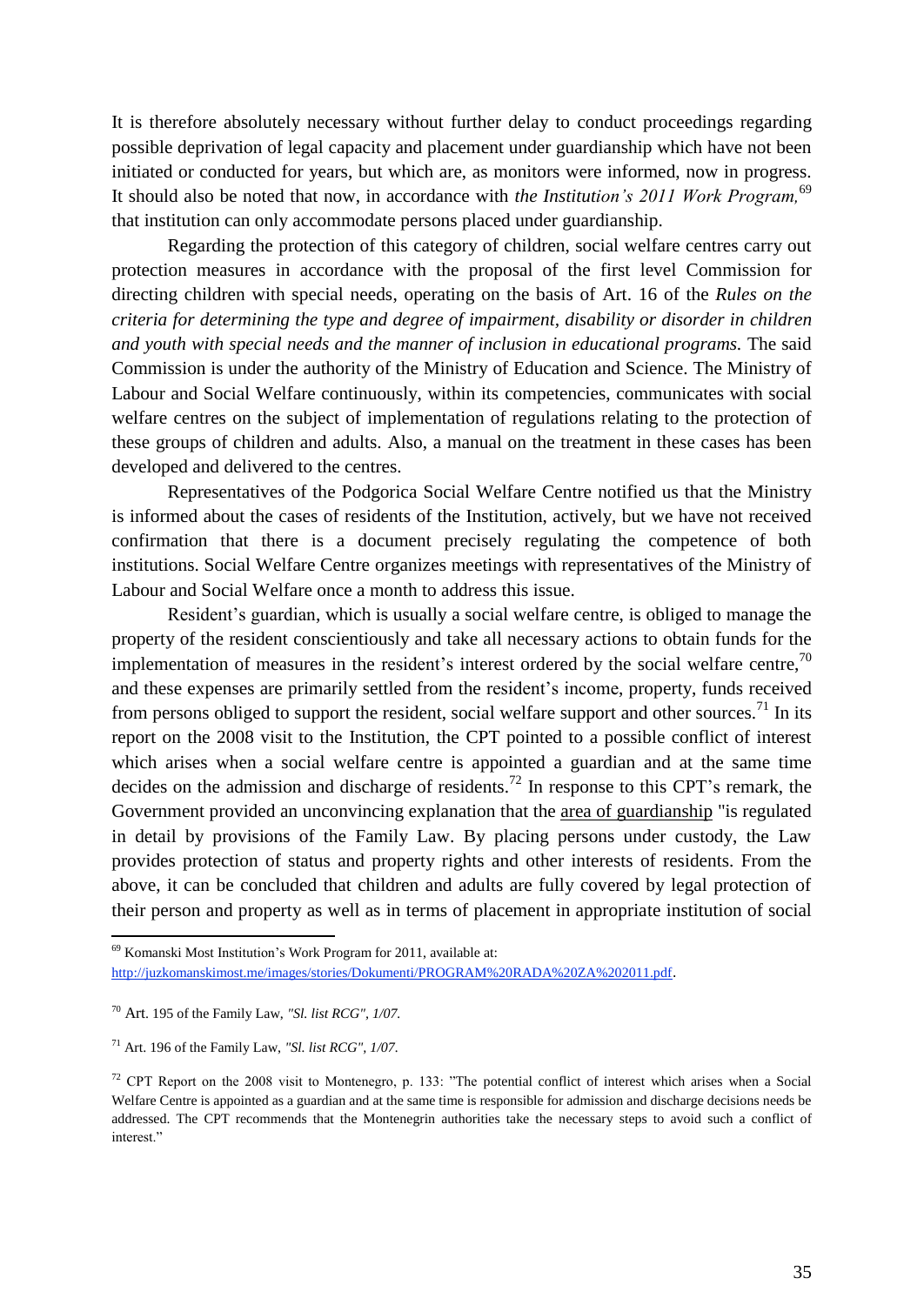It is therefore absolutely necessary without further delay to conduct proceedings regarding possible deprivation of legal capacity and placement under guardianship which have not been initiated or conducted for years, but which are, as monitors were informed, now in progress. It should also be noted that now, in accordance with *the Institution's 2011 Work Program,*[69] that institution can only accommodate persons placed under guardianship.

Regarding the protection of this category of children, social welfare centres carry out protection measures in accordance with the proposal of the first level Commission for directing children with special needs, operating on the basis of Art. 16 of the *Rules on the criteria for determining the type and degree of impairment, disability or disorder in children and youth with special needs and the manner of inclusion in educational programs.* The said Commission is under the authority of the Ministry of Education and Science. The Ministry of Labour and Social Welfare continuously, within its competencies, communicates with social welfare centres on the subject of implementation of regulations relating to the protection of these groups of children and adults. Also, a manual on the treatment in these cases has been developed and delivered to the centres.

Representatives of the Podgorica Social Welfare Centre notified us that the Ministry is informed about the cases of residents of the Institution, actively, but we have not received confirmation that there is a document precisely regulating the competence of both institutions. Social Welfare Centre organizes meetings with representatives of the Ministry of Labour and Social Welfare once a month to address this issue.

Resident's guardian, which is usually a social welfare centre, is obliged to manage the property of the resident conscientiously and take all necessary actions to obtain funds for the implementation of measures in the resident's interest ordered by the social welfare centre,[70] and these expenses are primarily settled from the resident's income, property, funds received from persons obliged to support the resident, social welfare support and other sources.[71] In its report on the 2008 visit to the Institution, the CPT pointed to a possible conflict of interest which arises when a social welfare centre is appointed a guardian and at the same time decides on the admission and discharge of residents.[72] In response to this CPT's remark, the Government provided an unconvincing explanation that the area of guardianship "is regulated in detail by provisions of the Family Law. By placing persons under custody, the Law provides protection of status and property rights and other interests of residents. From the above, it can be concluded that children and adults are fully covered by legal protection of their person and property as well as in terms of placement in appropriate institution of social

---

[69] Komanski Most Institution's Work Program for 2011, available at: http://juzkomanskimost.me/images/stories/Dokumenti/PROGRAM%20RADA%20ZA%202011.pdf.

[70] Art. 195 of the Family Law, *"Sl. list RCG", 1/07.*

[71] Art. 196 of the Family Law, *"Sl. list RCG", 1/07*.

[72] CPT Report on the 2008 visit to Montenegro, p. 133: "The potential conflict of interest which arises when a Social Welfare Centre is appointed as a guardian and at the same time is responsible for admission and discharge decisions needs be addressed. The CPT recommends that the Montenegrin authorities take the necessary steps to avoid such a conflict of interest."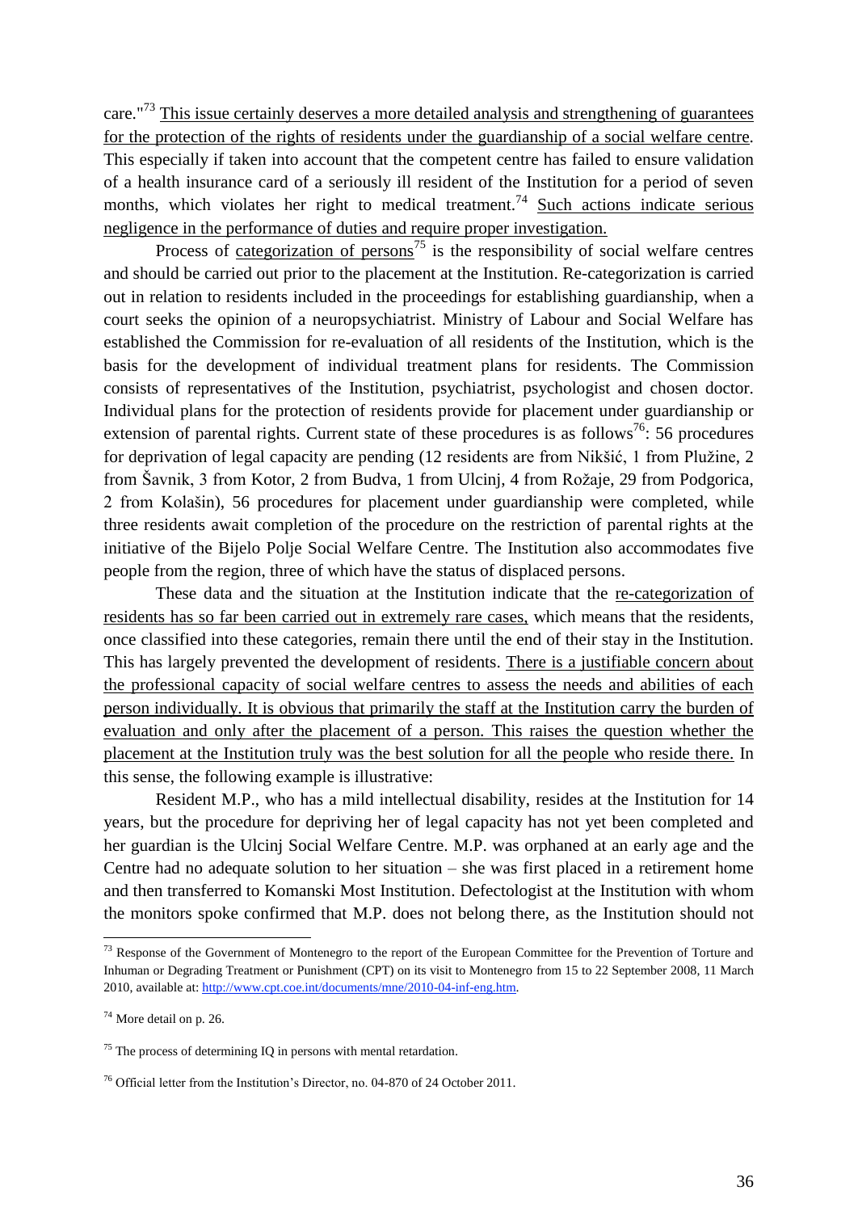care."[73] <u>This issue certainly deserves a more detailed analysis and strengthening of guarantees for the protection of the rights of residents under the guardianship of a social welfare centre</u>. This especially if taken into account that the competent centre has failed to ensure validation of a health insurance card of a seriously ill resident of the Institution for a period of seven months, which violates her right to medical treatment.[74] <u>Such actions indicate serious negligence in the performance of duties and require proper investigation.</u>

Process of <u>categorization of persons</u>[75] is the responsibility of social welfare centres and should be carried out prior to the placement at the Institution. Re-categorization is carried out in relation to residents included in the proceedings for establishing guardianship, when a court seeks the opinion of a neuropsychiatrist. Ministry of Labour and Social Welfare has established the Commission for re-evaluation of all residents of the Institution, which is the basis for the development of individual treatment plans for residents. The Commission consists of representatives of the Institution, psychiatrist, psychologist and chosen doctor. Individual plans for the protection of residents provide for placement under guardianship or extension of parental rights. Current state of these procedures is as follows[76]: 56 procedures for deprivation of legal capacity are pending (12 residents are from Nikšić, 1 from Plužine, 2 from Šavnik, 3 from Kotor, 2 from Budva, 1 from Ulcinj, 4 from Rožaje, 29 from Podgorica, 2 from Kolašin), 56 procedures for placement under guardianship were completed, while three residents await completion of the procedure on the restriction of parental rights at the initiative of the Bijelo Polje Social Welfare Centre. The Institution also accommodates five people from the region, three of which have the status of displaced persons.

These data and the situation at the Institution indicate that the <u>re-categorization of residents has so far been carried out in extremely rare cases,</u> which means that the residents, once classified into these categories, remain there until the end of their stay in the Institution. This has largely prevented the development of residents. <u>There is a justifiable concern about the professional capacity of social welfare centres to assess the needs and abilities of each person individually. It is obvious that primarily the staff at the Institution carry the burden of evaluation and only after the placement of a person. This raises the question whether the placement at the Institution truly was the best solution for all the people who reside there.</u> In this sense, the following example is illustrative:

Resident M.P., who has a mild intellectual disability, resides at the Institution for 14 years, but the procedure for depriving her of legal capacity has not yet been completed and her guardian is the Ulcinj Social Welfare Centre. M.P. was orphaned at an early age and the Centre had no adequate solution to her situation – she was first placed in a retirement home and then transferred to Komanski Most Institution. Defectologist at the Institution with whom the monitors spoke confirmed that M.P. does not belong there, as the Institution should not

---

[73] Response of the Government of Montenegro to the report of the European Committee for the Prevention of Torture and Inhuman or Degrading Treatment or Punishment (CPT) on its visit to Montenegro from 15 to 22 September 2008, 11 March 2010, available at: http://www.cpt.coe.int/documents/mne/2010-04-inf-eng.htm.

[74] More detail on p. 26.

[75] The process of determining IQ in persons with mental retardation.

[76] Official letter from the Institution's Director, no. 04-870 of 24 October 2011.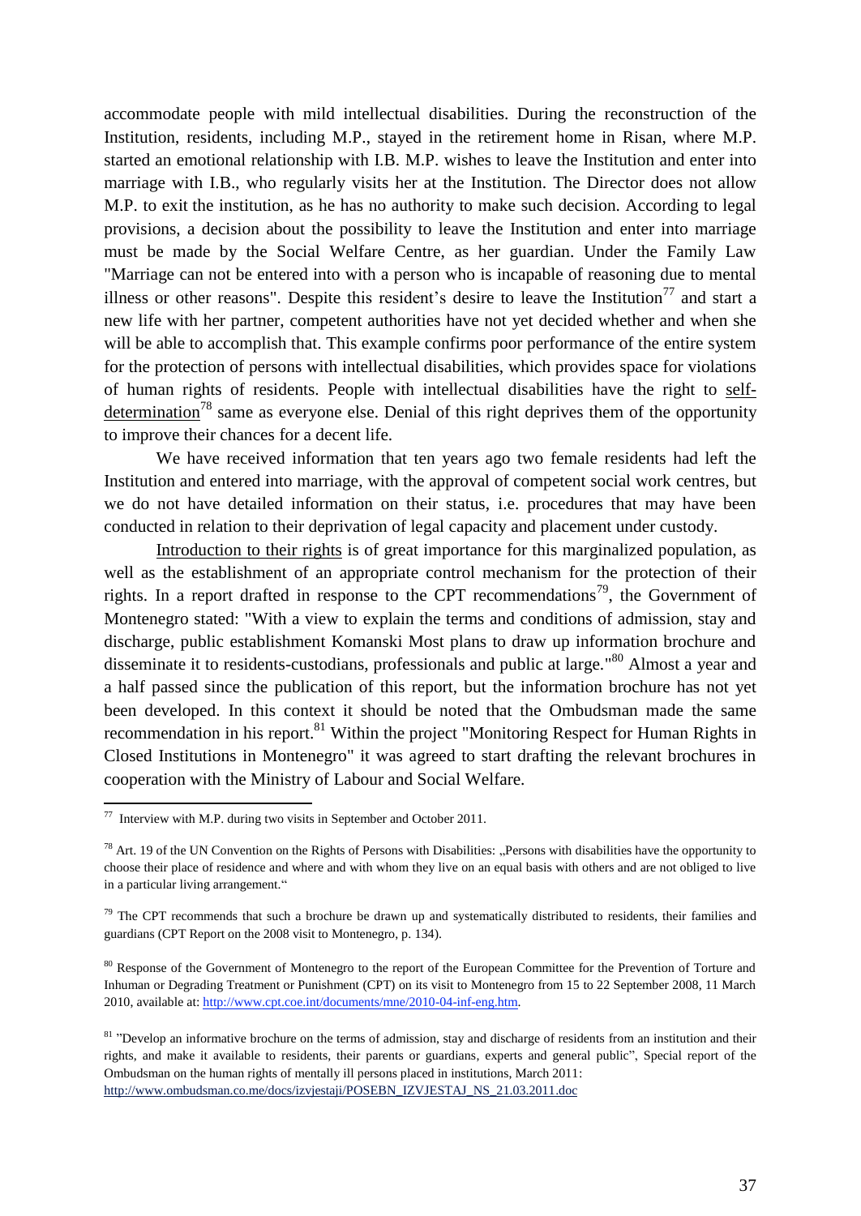accommodate people with mild intellectual disabilities. During the reconstruction of the Institution, residents, including M.P., stayed in the retirement home in Risan, where M.P. started an emotional relationship with I.B. M.P. wishes to leave the Institution and enter into marriage with I.B., who regularly visits her at the Institution. The Director does not allow M.P. to exit the institution, as he has no authority to make such decision. According to legal provisions, a decision about the possibility to leave the Institution and enter into marriage must be made by the Social Welfare Centre, as her guardian. Under the Family Law "Marriage can not be entered into with a person who is incapable of reasoning due to mental illness or other reasons". Despite this resident's desire to leave the Institution[77] and start a new life with her partner, competent authorities have not yet decided whether and when she will be able to accomplish that. This example confirms poor performance of the entire system for the protection of persons with intellectual disabilities, which provides space for violations of human rights of residents. People with intellectual disabilities have the right to <u>self-determination</u>[78] same as everyone else. Denial of this right deprives them of the opportunity to improve their chances for a decent life.

We have received information that ten years ago two female residents had left the Institution and entered into marriage, with the approval of competent social work centres, but we do not have detailed information on their status, i.e. procedures that may have been conducted in relation to their deprivation of legal capacity and placement under custody.

<u>Introduction to their rights</u> is of great importance for this marginalized population, as well as the establishment of an appropriate control mechanism for the protection of their rights. In a report drafted in response to the CPT recommendations[79], the Government of Montenegro stated: "With a view to explain the terms and conditions of admission, stay and discharge, public establishment Komanski Most plans to draw up information brochure and disseminate it to residents-custodians, professionals and public at large."[80] Almost a year and a half passed since the publication of this report, but the information brochure has not yet been developed. In this context it should be noted that the Ombudsman made the same recommendation in his report.[81] Within the project "Monitoring Respect for Human Rights in Closed Institutions in Montenegro" it was agreed to start drafting the relevant brochures in cooperation with the Ministry of Labour and Social Welfare.

---

[77] Interview with M.P. during two visits in September and October 2011.

[78] Art. 19 of the UN Convention on the Rights of Persons with Disabilities: „Persons with disabilities have the opportunity to choose their place of residence and where and with whom they live on an equal basis with others and are not obliged to live in a particular living arrangement."

[79] The CPT recommends that such a brochure be drawn up and systematically distributed to residents, their families and guardians (CPT Report on the 2008 visit to Montenegro, p. 134).

[80] Response of the Government of Montenegro to the report of the European Committee for the Prevention of Torture and Inhuman or Degrading Treatment or Punishment (CPT) on its visit to Montenegro from 15 to 22 September 2008, 11 March 2010, available at: http://www.cpt.coe.int/documents/mne/2010-04-inf-eng.htm.

[81] "Develop an informative brochure on the terms of admission, stay and discharge of residents from an institution and their rights, and make it available to residents, their parents or guardians, experts and general public", Special report of the Ombudsman on the human rights of mentally ill persons placed in institutions, March 2011: http://www.ombudsman.co.me/docs/izvjestaji/POSEBN_IZVJESTAJ_NS_21.03.2011.doc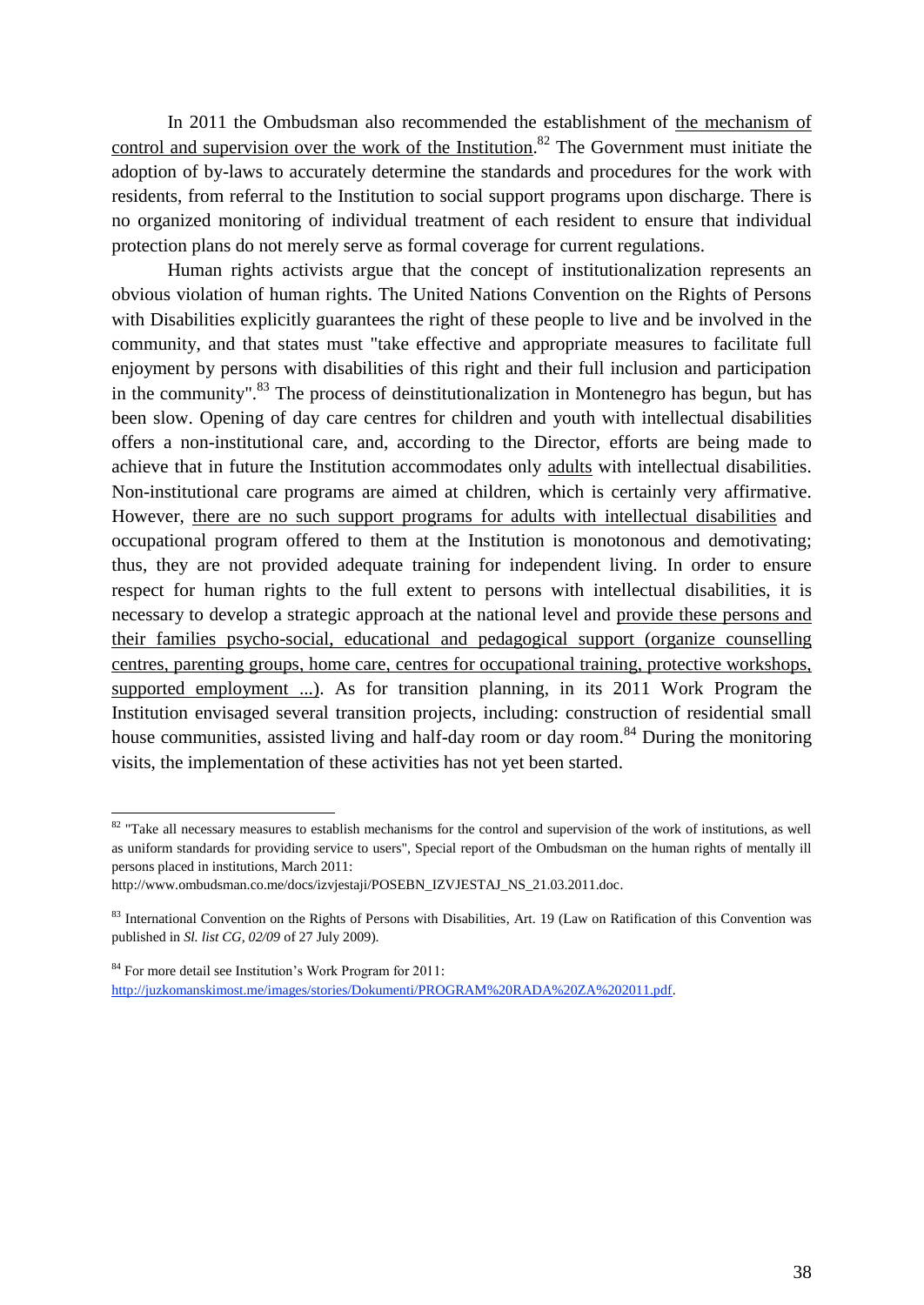In 2011 the Ombudsman also recommended the establishment of the mechanism of control and supervision over the work of the Institution.[82] The Government must initiate the adoption of by-laws to accurately determine the standards and procedures for the work with residents, from referral to the Institution to social support programs upon discharge. There is no organized monitoring of individual treatment of each resident to ensure that individual protection plans do not merely serve as formal coverage for current regulations.

Human rights activists argue that the concept of institutionalization represents an obvious violation of human rights. The United Nations Convention on the Rights of Persons with Disabilities explicitly guarantees the right of these people to live and be involved in the community, and that states must "take effective and appropriate measures to facilitate full enjoyment by persons with disabilities of this right and their full inclusion and participation in the community".[83] The process of deinstitutionalization in Montenegro has begun, but has been slow. Opening of day care centres for children and youth with intellectual disabilities offers a non-institutional care, and, according to the Director, efforts are being made to achieve that in future the Institution accommodates only adults with intellectual disabilities. Non-institutional care programs are aimed at children, which is certainly very affirmative. However, there are no such support programs for adults with intellectual disabilities and occupational program offered to them at the Institution is monotonous and demotivating; thus, they are not provided adequate training for independent living. In order to ensure respect for human rights to the full extent to persons with intellectual disabilities, it is necessary to develop a strategic approach at the national level and provide these persons and their families psycho-social, educational and pedagogical support (organize counselling centres, parenting groups, home care, centres for occupational training, protective workshops, supported employment ...). As for transition planning, in its 2011 Work Program the Institution envisaged several transition projects, including: construction of residential small house communities, assisted living and half-day room or day room.[84] During the monitoring visits, the implementation of these activities has not yet been started.

---

[82] "Take all necessary measures to establish mechanisms for the control and supervision of the work of institutions, as well as uniform standards for providing service to users", Special report of the Ombudsman on the human rights of mentally ill persons placed in institutions, March 2011: http://www.ombudsman.co.me/docs/izvjestaji/POSEBN_IZVJESTAJ_NS_21.03.2011.doc.

[83] International Convention on the Rights of Persons with Disabilities, Art. 19 (Law on Ratification of this Convention was published in *Sl. list CG, 02/09* of 27 July 2009).

[84] For more detail see Institution's Work Program for 2011: http://juzkomanskimost.me/images/stories/Dokumenti/PROGRAM%20RADA%20ZA%202011.pdf.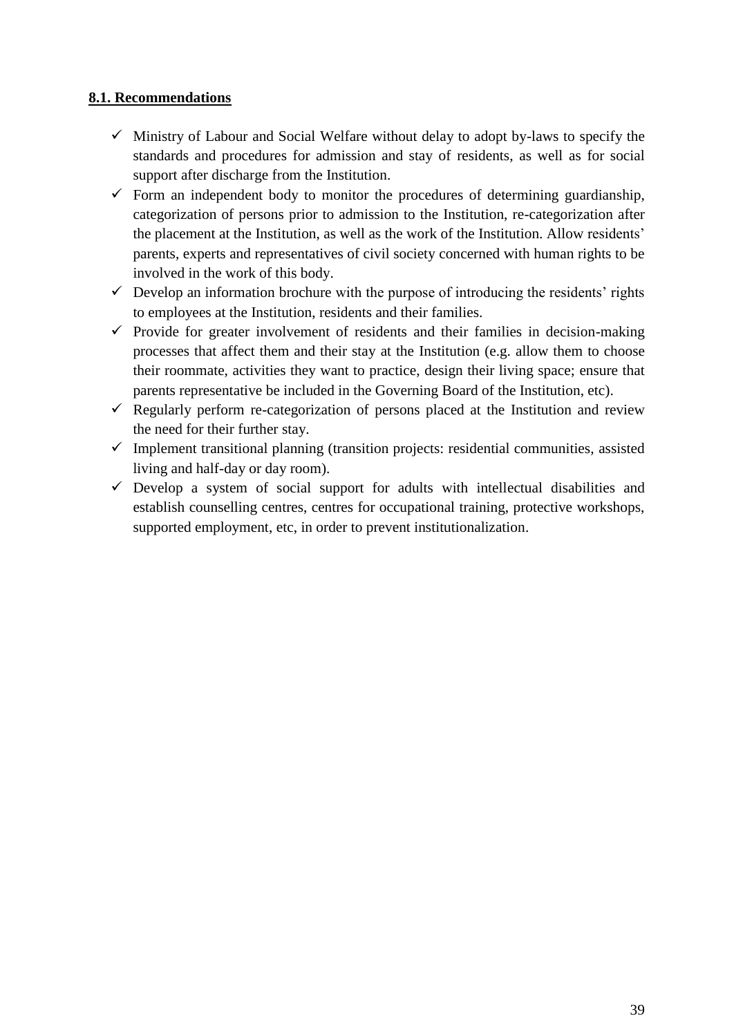**8.1. Recommendations**

- ✓ Ministry of Labour and Social Welfare without delay to adopt by-laws to specify the standards and procedures for admission and stay of residents, as well as for social support after discharge from the Institution.
- ✓ Form an independent body to monitor the procedures of determining guardianship, categorization of persons prior to admission to the Institution, re-categorization after the placement at the Institution, as well as the work of the Institution. Allow residents' parents, experts and representatives of civil society concerned with human rights to be involved in the work of this body.
- ✓ Develop an information brochure with the purpose of introducing the residents' rights to employees at the Institution, residents and their families.
- ✓ Provide for greater involvement of residents and their families in decision-making processes that affect them and their stay at the Institution (e.g. allow them to choose their roommate, activities they want to practice, design their living space; ensure that parents representative be included in the Governing Board of the Institution, etc).
- ✓ Regularly perform re-categorization of persons placed at the Institution and review the need for their further stay.
- ✓ Implement transitional planning (transition projects: residential communities, assisted living and half-day or day room).
- ✓ Develop a system of social support for adults with intellectual disabilities and establish counselling centres, centres for occupational training, protective workshops, supported employment, etc, in order to prevent institutionalization.